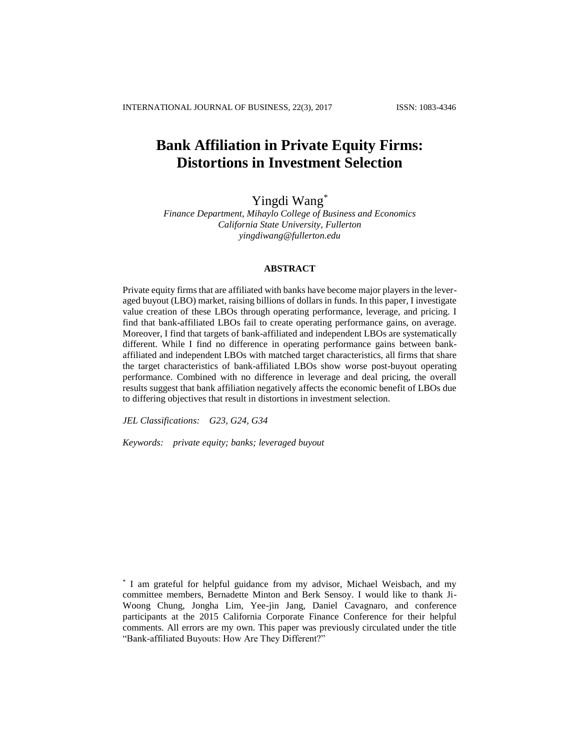# Bank Affiliation in Private Equity Firms: Distortions in Investment Selection

Yingdi Wang[*]

*Finance Department, Mihaylo College of Business and Economics*
*California State University, Fullerton*
*yingdiwang@fullerton.edu*

## ABSTRACT

Private equity firms that are affiliated with banks have become major players in the leveraged buyout (LBO) market, raising billions of dollars in funds. In this paper, I investigate value creation of these LBOs through operating performance, leverage, and pricing. I find that bank-affiliated LBOs fail to create operating performance gains, on average. Moreover, I find that targets of bank-affiliated and independent LBOs are systematically different. While I find no difference in operating performance gains between bank-affiliated and independent LBOs with matched target characteristics, all firms that share the target characteristics of bank-affiliated LBOs show worse post-buyout operating performance. Combined with no difference in leverage and deal pricing, the overall results suggest that bank affiliation negatively affects the economic benefit of LBOs due to differing objectives that result in distortions in investment selection.

*JEL Classifications: G23, G24, G34*

*Keywords: private equity; banks; leveraged buyout*

[*] I am grateful for helpful guidance from my advisor, Michael Weisbach, and my committee members, Bernadette Minton and Berk Sensoy. I would like to thank Ji-Woong Chung, Jongha Lim, Yee-jin Jang, Daniel Cavagnaro, and conference participants at the 2015 California Corporate Finance Conference for their helpful comments. All errors are my own. This paper was previously circulated under the title "Bank-affiliated Buyouts: How Are They Different?"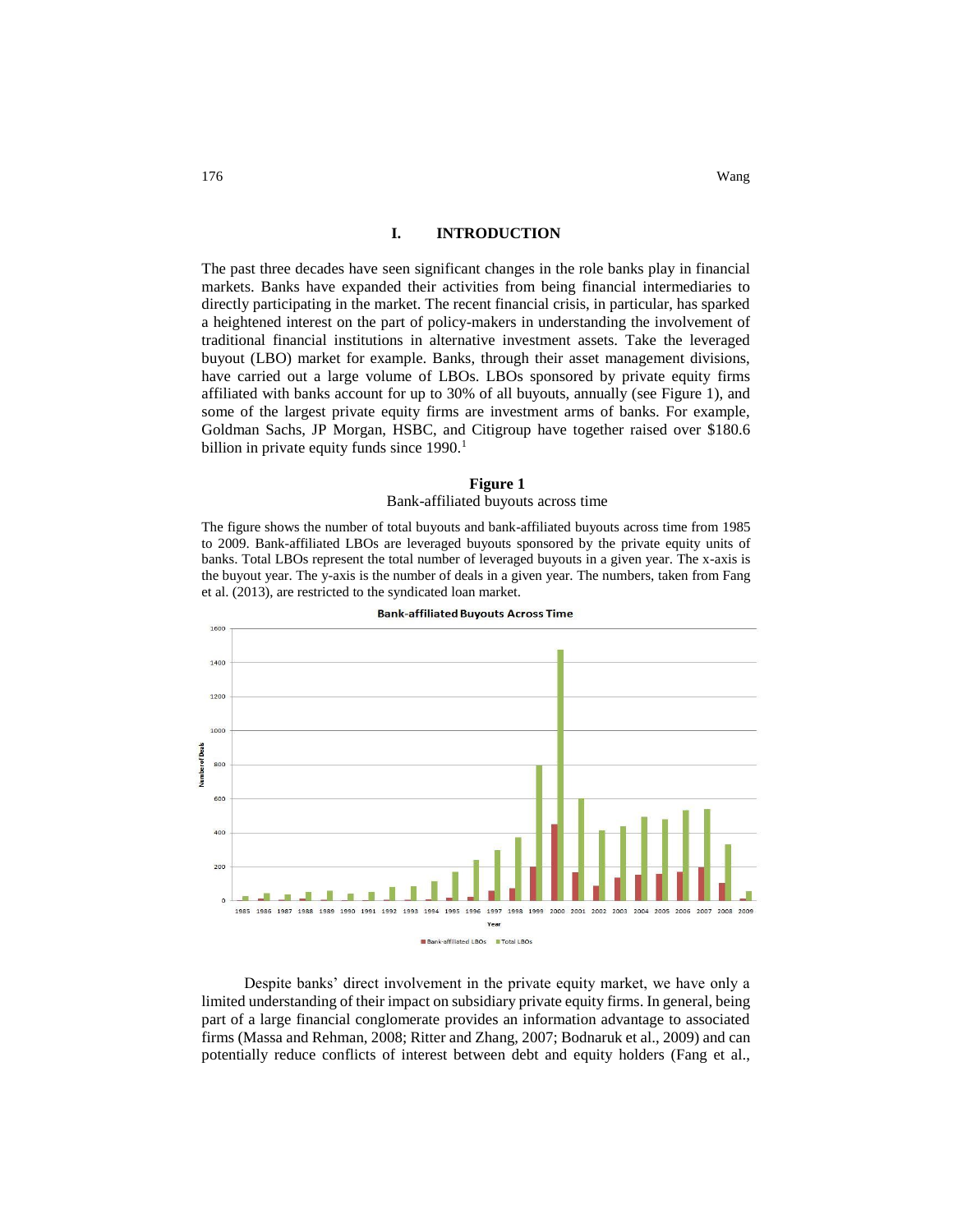## I. INTRODUCTION

The past three decades have seen significant changes in the role banks play in financial markets. Banks have expanded their activities from being financial intermediaries to directly participating in the market. The recent financial crisis, in particular, has sparked a heightened interest on the part of policy-makers in understanding the involvement of traditional financial institutions in alternative investment assets. Take the leveraged buyout (LBO) market for example. Banks, through their asset management divisions, have carried out a large volume of LBOs. LBOs sponsored by private equity firms affiliated with banks account for up to 30% of all buyouts, annually (see Figure 1), and some of the largest private equity firms are investment arms of banks. For example, Goldman Sachs, JP Morgan, HSBC, and Citigroup have together raised over \$180.6 billion in private equity funds since 1990.[1]

**Figure 1**

Bank-affiliated buyouts across time

The figure shows the number of total buyouts and bank-affiliated buyouts across time from 1985 to 2009. Bank-affiliated LBOs are leveraged buyouts sponsored by the private equity units of banks. Total LBOs represent the total number of leveraged buyouts in a given year. The x-axis is the buyout year. The y-axis is the number of deals in a given year. The numbers, taken from Fang et al. (2013), are restricted to the syndicated loan market.

**Bank-affiliated Buyouts Across Time**

Number of Deals

0
200
400
600
800
1000
1200
1400
1600

1985 1986 1987 1988 1989 1990 1991 1992 1993 1994 1995 1996 1997 1998 1999 2000 2001 2002 2003 2004 2005 2006 2007 2008 2009

Year

Bank-affiliated LBOs
Total LBOs

Despite banks' direct involvement in the private equity market, we have only a limited understanding of their impact on subsidiary private equity firms. In general, being part of a large financial conglomerate provides an information advantage to associated firms (Massa and Rehman, 2008; Ritter and Zhang, 2007; Bodnaruk et al., 2009) and can potentially reduce conflicts of interest between debt and equity holders (Fang et al.,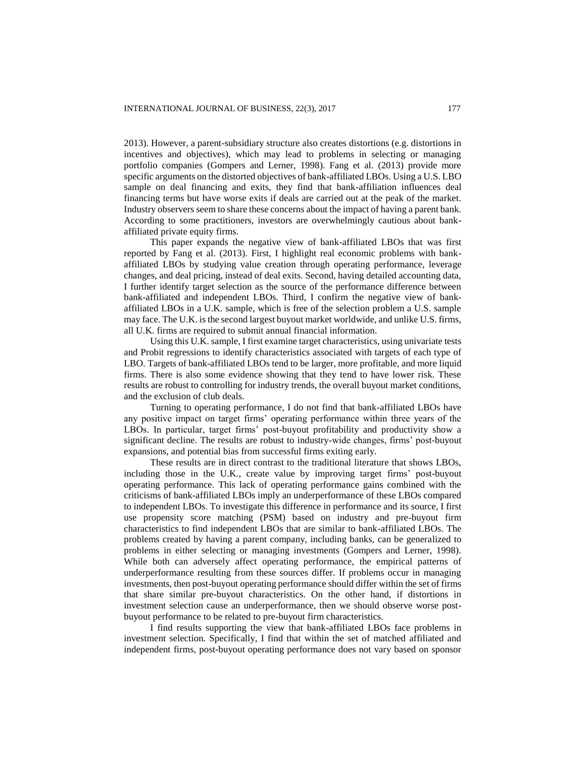2013). However, a parent-subsidiary structure also creates distortions (e.g. distortions in incentives and objectives), which may lead to problems in selecting or managing portfolio companies (Gompers and Lerner, 1998). Fang et al. (2013) provide more specific arguments on the distorted objectives of bank-affiliated LBOs. Using a U.S. LBO sample on deal financing and exits, they find that bank-affiliation influences deal financing terms but have worse exits if deals are carried out at the peak of the market. Industry observers seem to share these concerns about the impact of having a parent bank. According to some practitioners, investors are overwhelmingly cautious about bank-affiliated private equity firms.

This paper expands the negative view of bank-affiliated LBOs that was first reported by Fang et al. (2013). First, I highlight real economic problems with bank-affiliated LBOs by studying value creation through operating performance, leverage changes, and deal pricing, instead of deal exits. Second, having detailed accounting data, I further identify target selection as the source of the performance difference between bank-affiliated and independent LBOs. Third, I confirm the negative view of bank-affiliated LBOs in a U.K. sample, which is free of the selection problem a U.S. sample may face. The U.K. is the second largest buyout market worldwide, and unlike U.S. firms, all U.K. firms are required to submit annual financial information.

Using this U.K. sample, I first examine target characteristics, using univariate tests and Probit regressions to identify characteristics associated with targets of each type of LBO. Targets of bank-affiliated LBOs tend to be larger, more profitable, and more liquid firms. There is also some evidence showing that they tend to have lower risk. These results are robust to controlling for industry trends, the overall buyout market conditions, and the exclusion of club deals.

Turning to operating performance, I do not find that bank-affiliated LBOs have any positive impact on target firms' operating performance within three years of the LBOs. In particular, target firms' post-buyout profitability and productivity show a significant decline. The results are robust to industry-wide changes, firms' post-buyout expansions, and potential bias from successful firms exiting early.

These results are in direct contrast to the traditional literature that shows LBOs, including those in the U.K., create value by improving target firms' post-buyout operating performance. This lack of operating performance gains combined with the criticisms of bank-affiliated LBOs imply an underperformance of these LBOs compared to independent LBOs. To investigate this difference in performance and its source, I first use propensity score matching (PSM) based on industry and pre-buyout firm characteristics to find independent LBOs that are similar to bank-affiliated LBOs. The problems created by having a parent company, including banks, can be generalized to problems in either selecting or managing investments (Gompers and Lerner, 1998). While both can adversely affect operating performance, the empirical patterns of underperformance resulting from these sources differ. If problems occur in managing investments, then post-buyout operating performance should differ within the set of firms that share similar pre-buyout characteristics. On the other hand, if distortions in investment selection cause an underperformance, then we should observe worse post-buyout performance to be related to pre-buyout firm characteristics.

I find results supporting the view that bank-affiliated LBOs face problems in investment selection. Specifically, I find that within the set of matched affiliated and independent firms, post-buyout operating performance does not vary based on sponsor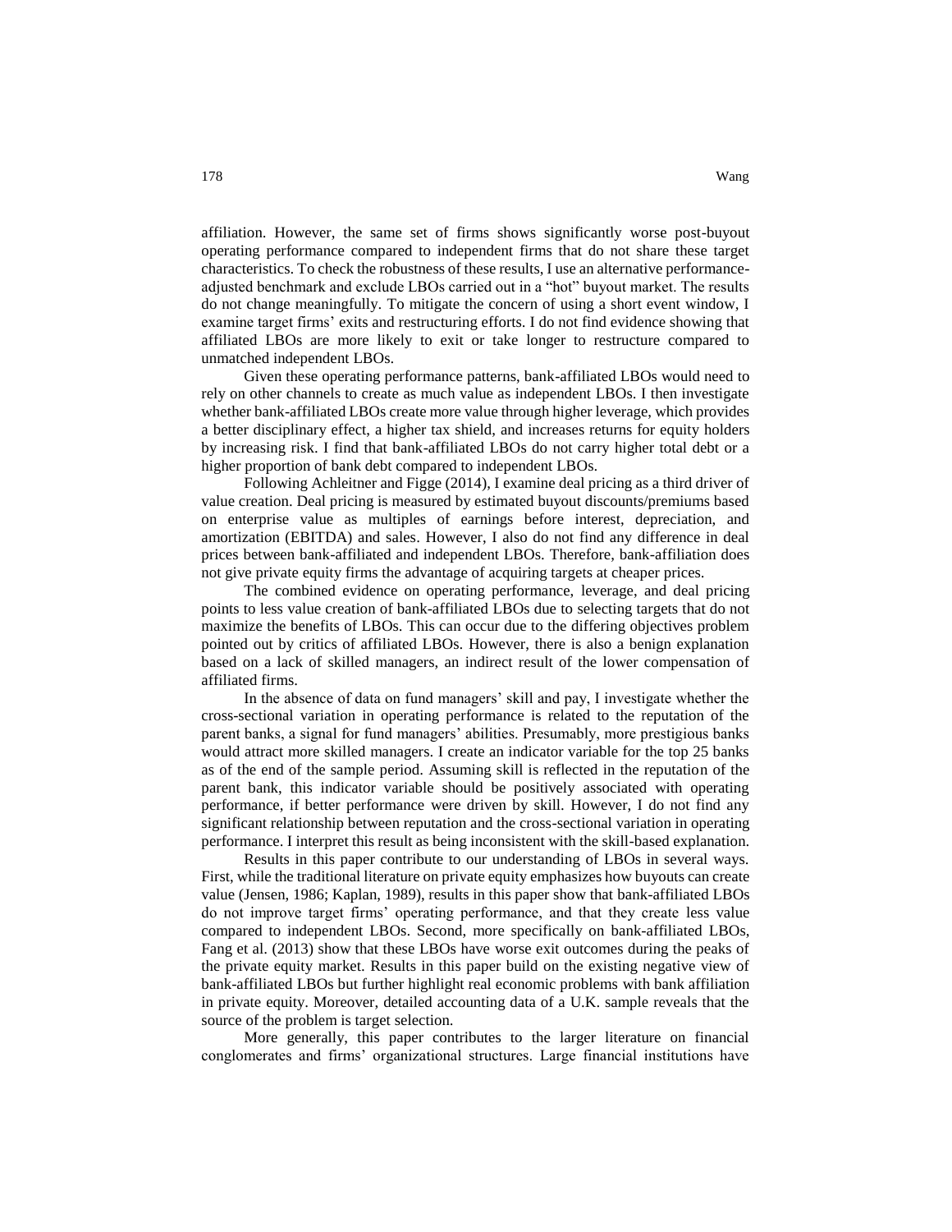affiliation. However, the same set of firms shows significantly worse post-buyout operating performance compared to independent firms that do not share these target characteristics. To check the robustness of these results, I use an alternative performance-adjusted benchmark and exclude LBOs carried out in a "hot" buyout market. The results do not change meaningfully. To mitigate the concern of using a short event window, I examine target firms' exits and restructuring efforts. I do not find evidence showing that affiliated LBOs are more likely to exit or take longer to restructure compared to unmatched independent LBOs.

Given these operating performance patterns, bank-affiliated LBOs would need to rely on other channels to create as much value as independent LBOs. I then investigate whether bank-affiliated LBOs create more value through higher leverage, which provides a better disciplinary effect, a higher tax shield, and increases returns for equity holders by increasing risk. I find that bank-affiliated LBOs do not carry higher total debt or a higher proportion of bank debt compared to independent LBOs.

Following Achleitner and Figge (2014), I examine deal pricing as a third driver of value creation. Deal pricing is measured by estimated buyout discounts/premiums based on enterprise value as multiples of earnings before interest, depreciation, and amortization (EBITDA) and sales. However, I also do not find any difference in deal prices between bank-affiliated and independent LBOs. Therefore, bank-affiliation does not give private equity firms the advantage of acquiring targets at cheaper prices.

The combined evidence on operating performance, leverage, and deal pricing points to less value creation of bank-affiliated LBOs due to selecting targets that do not maximize the benefits of LBOs. This can occur due to the differing objectives problem pointed out by critics of affiliated LBOs. However, there is also a benign explanation based on a lack of skilled managers, an indirect result of the lower compensation of affiliated firms.

In the absence of data on fund managers' skill and pay, I investigate whether the cross-sectional variation in operating performance is related to the reputation of the parent banks, a signal for fund managers' abilities. Presumably, more prestigious banks would attract more skilled managers. I create an indicator variable for the top 25 banks as of the end of the sample period. Assuming skill is reflected in the reputation of the parent bank, this indicator variable should be positively associated with operating performance, if better performance were driven by skill. However, I do not find any significant relationship between reputation and the cross-sectional variation in operating performance. I interpret this result as being inconsistent with the skill-based explanation.

Results in this paper contribute to our understanding of LBOs in several ways. First, while the traditional literature on private equity emphasizes how buyouts can create value (Jensen, 1986; Kaplan, 1989), results in this paper show that bank-affiliated LBOs do not improve target firms' operating performance, and that they create less value compared to independent LBOs. Second, more specifically on bank-affiliated LBOs, Fang et al. (2013) show that these LBOs have worse exit outcomes during the peaks of the private equity market. Results in this paper build on the existing negative view of bank-affiliated LBOs but further highlight real economic problems with bank affiliation in private equity. Moreover, detailed accounting data of a U.K. sample reveals that the source of the problem is target selection.

More generally, this paper contributes to the larger literature on financial conglomerates and firms' organizational structures. Large financial institutions have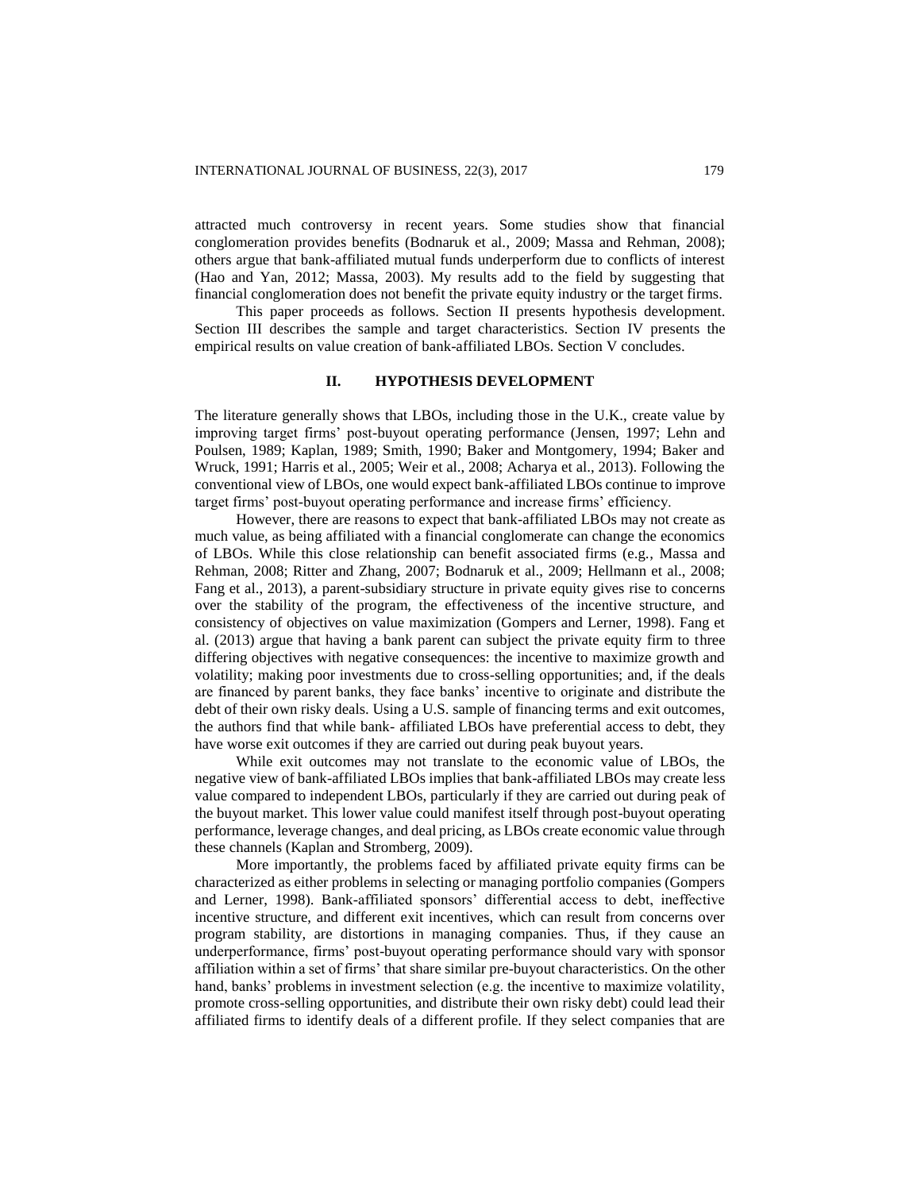attracted much controversy in recent years. Some studies show that financial conglomeration provides benefits (Bodnaruk et al., 2009; Massa and Rehman, 2008); others argue that bank-affiliated mutual funds underperform due to conflicts of interest (Hao and Yan, 2012; Massa, 2003). My results add to the field by suggesting that financial conglomeration does not benefit the private equity industry or the target firms.

This paper proceeds as follows. Section II presents hypothesis development. Section III describes the sample and target characteristics. Section IV presents the empirical results on value creation of bank-affiliated LBOs. Section V concludes.

## II. HYPOTHESIS DEVELOPMENT

The literature generally shows that LBOs, including those in the U.K., create value by improving target firms' post-buyout operating performance (Jensen, 1997; Lehn and Poulsen, 1989; Kaplan, 1989; Smith, 1990; Baker and Montgomery, 1994; Baker and Wruck, 1991; Harris et al., 2005; Weir et al., 2008; Acharya et al., 2013). Following the conventional view of LBOs, one would expect bank-affiliated LBOs continue to improve target firms' post-buyout operating performance and increase firms' efficiency.

However, there are reasons to expect that bank-affiliated LBOs may not create as much value, as being affiliated with a financial conglomerate can change the economics of LBOs. While this close relationship can benefit associated firms (e.g., Massa and Rehman, 2008; Ritter and Zhang, 2007; Bodnaruk et al., 2009; Hellmann et al., 2008; Fang et al., 2013), a parent-subsidiary structure in private equity gives rise to concerns over the stability of the program, the effectiveness of the incentive structure, and consistency of objectives on value maximization (Gompers and Lerner, 1998). Fang et al. (2013) argue that having a bank parent can subject the private equity firm to three differing objectives with negative consequences: the incentive to maximize growth and volatility; making poor investments due to cross-selling opportunities; and, if the deals are financed by parent banks, they face banks' incentive to originate and distribute the debt of their own risky deals. Using a U.S. sample of financing terms and exit outcomes, the authors find that while bank- affiliated LBOs have preferential access to debt, they have worse exit outcomes if they are carried out during peak buyout years.

While exit outcomes may not translate to the economic value of LBOs, the negative view of bank-affiliated LBOs implies that bank-affiliated LBOs may create less value compared to independent LBOs, particularly if they are carried out during peak of the buyout market. This lower value could manifest itself through post-buyout operating performance, leverage changes, and deal pricing, as LBOs create economic value through these channels (Kaplan and Stromberg, 2009).

More importantly, the problems faced by affiliated private equity firms can be characterized as either problems in selecting or managing portfolio companies (Gompers and Lerner, 1998). Bank-affiliated sponsors' differential access to debt, ineffective incentive structure, and different exit incentives, which can result from concerns over program stability, are distortions in managing companies. Thus, if they cause an underperformance, firms' post-buyout operating performance should vary with sponsor affiliation within a set of firms' that share similar pre-buyout characteristics. On the other hand, banks' problems in investment selection (e.g. the incentive to maximize volatility, promote cross-selling opportunities, and distribute their own risky debt) could lead their affiliated firms to identify deals of a different profile. If they select companies that are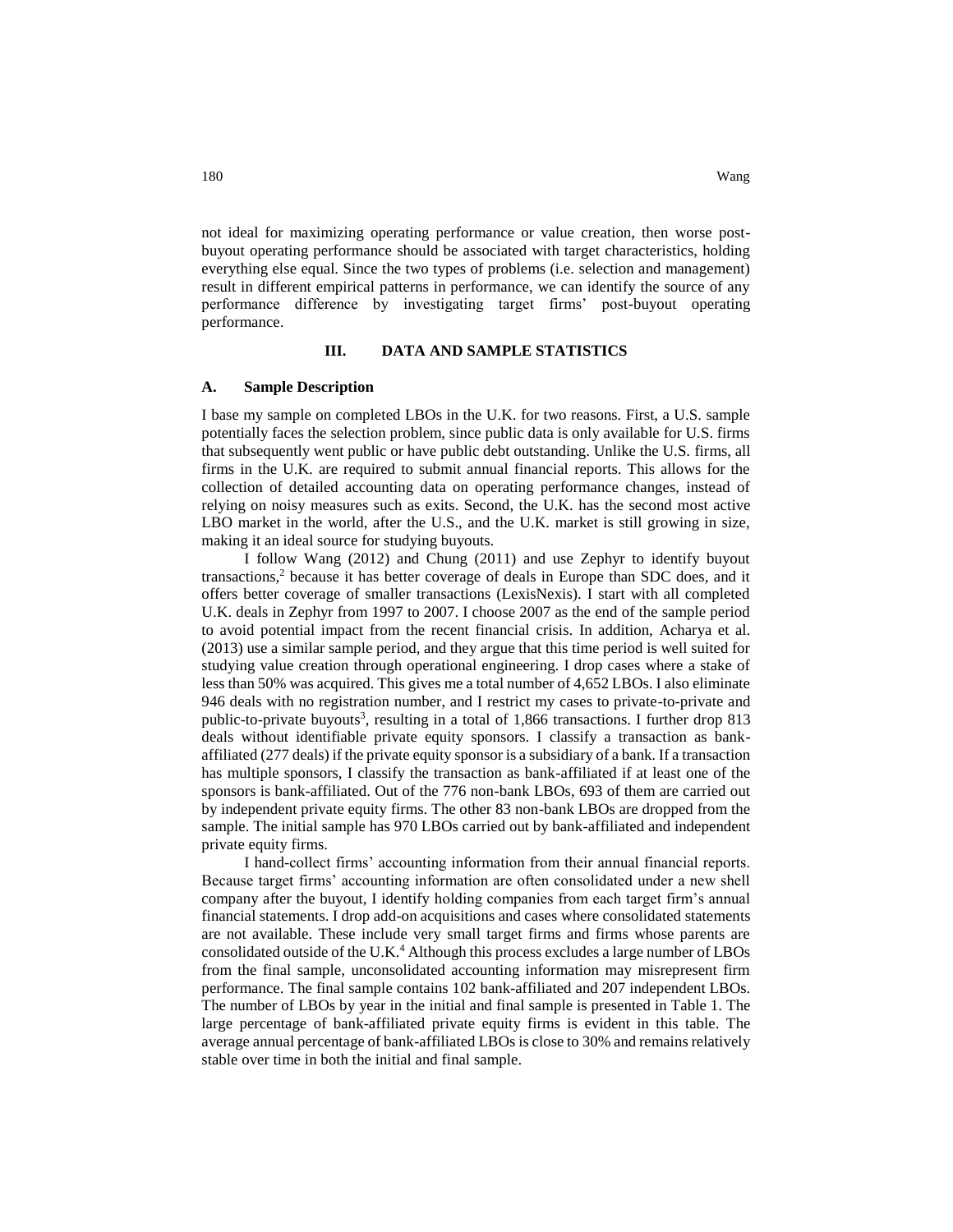not ideal for maximizing operating performance or value creation, then worse post-buyout operating performance should be associated with target characteristics, holding everything else equal. Since the two types of problems (i.e. selection and management) result in different empirical patterns in performance, we can identify the source of any performance difference by investigating target firms' post-buyout operating performance.

## III. DATA AND SAMPLE STATISTICS

### A. Sample Description

I base my sample on completed LBOs in the U.K. for two reasons. First, a U.S. sample potentially faces the selection problem, since public data is only available for U.S. firms that subsequently went public or have public debt outstanding. Unlike the U.S. firms, all firms in the U.K. are required to submit annual financial reports. This allows for the collection of detailed accounting data on operating performance changes, instead of relying on noisy measures such as exits. Second, the U.K. has the second most active LBO market in the world, after the U.S., and the U.K. market is still growing in size, making it an ideal source for studying buyouts.

I follow Wang (2012) and Chung (2011) and use Zephyr to identify buyout transactions,[2] because it has better coverage of deals in Europe than SDC does, and it offers better coverage of smaller transactions (LexisNexis). I start with all completed U.K. deals in Zephyr from 1997 to 2007. I choose 2007 as the end of the sample period to avoid potential impact from the recent financial crisis. In addition, Acharya et al. (2013) use a similar sample period, and they argue that this time period is well suited for studying value creation through operational engineering. I drop cases where a stake of less than 50% was acquired. This gives me a total number of 4,652 LBOs. I also eliminate 946 deals with no registration number, and I restrict my cases to private-to-private and public-to-private buyouts[3], resulting in a total of 1,866 transactions. I further drop 813 deals without identifiable private equity sponsors. I classify a transaction as bank-affiliated (277 deals) if the private equity sponsor is a subsidiary of a bank. If a transaction has multiple sponsors, I classify the transaction as bank-affiliated if at least one of the sponsors is bank-affiliated. Out of the 776 non-bank LBOs, 693 of them are carried out by independent private equity firms. The other 83 non-bank LBOs are dropped from the sample. The initial sample has 970 LBOs carried out by bank-affiliated and independent private equity firms.

I hand-collect firms' accounting information from their annual financial reports. Because target firms' accounting information are often consolidated under a new shell company after the buyout, I identify holding companies from each target firm's annual financial statements. I drop add-on acquisitions and cases where consolidated statements are not available. These include very small target firms and firms whose parents are consolidated outside of the U.K.[4] Although this process excludes a large number of LBOs from the final sample, unconsolidated accounting information may misrepresent firm performance. The final sample contains 102 bank-affiliated and 207 independent LBOs. The number of LBOs by year in the initial and final sample is presented in Table 1. The large percentage of bank-affiliated private equity firms is evident in this table. The average annual percentage of bank-affiliated LBOs is close to 30% and remains relatively stable over time in both the initial and final sample.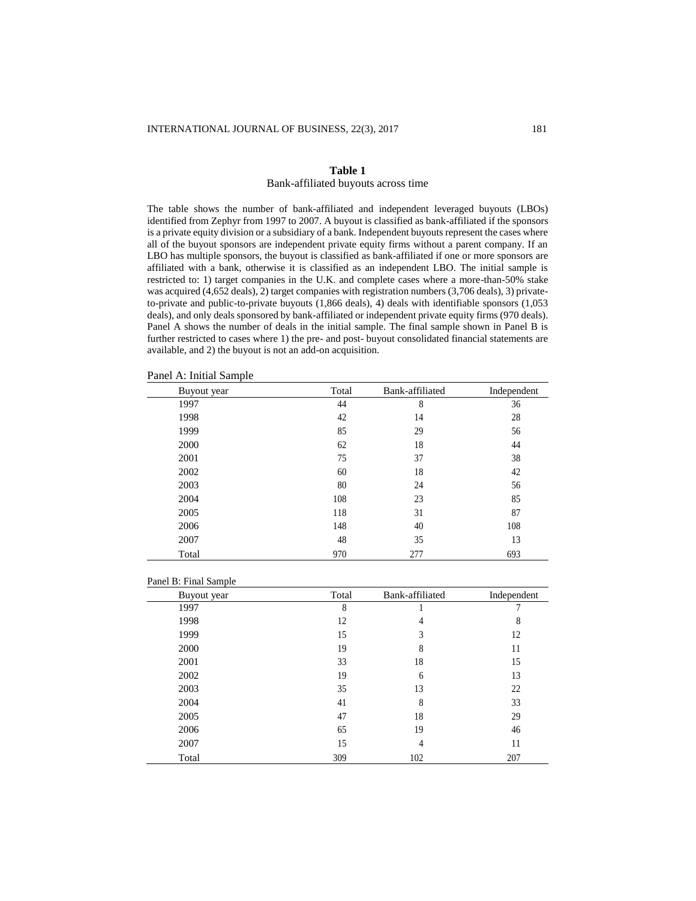**Table 1**
Bank-affiliated buyouts across time

The table shows the number of bank-affiliated and independent leveraged buyouts (LBOs) identified from Zephyr from 1997 to 2007. A buyout is classified as bank-affiliated if the sponsors is a private equity division or a subsidiary of a bank. Independent buyouts represent the cases where all of the buyout sponsors are independent private equity firms without a parent company. If an LBO has multiple sponsors, the buyout is classified as bank-affiliated if one or more sponsors are affiliated with a bank, otherwise it is classified as an independent LBO. The initial sample is restricted to: 1) target companies in the U.K. and complete cases where a more-than-50% stake was acquired (4,652 deals), 2) target companies with registration numbers (3,706 deals), 3) private-to-private and public-to-private buyouts (1,866 deals), 4) deals with identifiable sponsors (1,053 deals), and only deals sponsored by bank-affiliated or independent private equity firms (970 deals). Panel A shows the number of deals in the initial sample. The final sample shown in Panel B is further restricted to cases where 1) the pre- and post- buyout consolidated financial statements are available, and 2) the buyout is not an add-on acquisition.

Panel A: Initial Sample

| Buyout year | Total | Bank-affiliated | Independent |
|---|---|---|---|
| 1997 | 44 | 8 | 36 |
| 1998 | 42 | 14 | 28 |
| 1999 | 85 | 29 | 56 |
| 2000 | 62 | 18 | 44 |
| 2001 | 75 | 37 | 38 |
| 2002 | 60 | 18 | 42 |
| 2003 | 80 | 24 | 56 |
| 2004 | 108 | 23 | 85 |
| 2005 | 118 | 31 | 87 |
| 2006 | 148 | 40 | 108 |
| 2007 | 48 | 35 | 13 |
| Total | 970 | 277 | 693 |

Panel B: Final Sample

| Buyout year | Total | Bank-affiliated | Independent |
|---|---|---|---|
| 1997 | 8 | 1 | 7 |
| 1998 | 12 | 4 | 8 |
| 1999 | 15 | 3 | 12 |
| 2000 | 19 | 8 | 11 |
| 2001 | 33 | 18 | 15 |
| 2002 | 19 | 6 | 13 |
| 2003 | 35 | 13 | 22 |
| 2004 | 41 | 8 | 33 |
| 2005 | 47 | 18 | 29 |
| 2006 | 65 | 19 | 46 |
| 2007 | 15 | 4 | 11 |
| Total | 309 | 102 | 207 |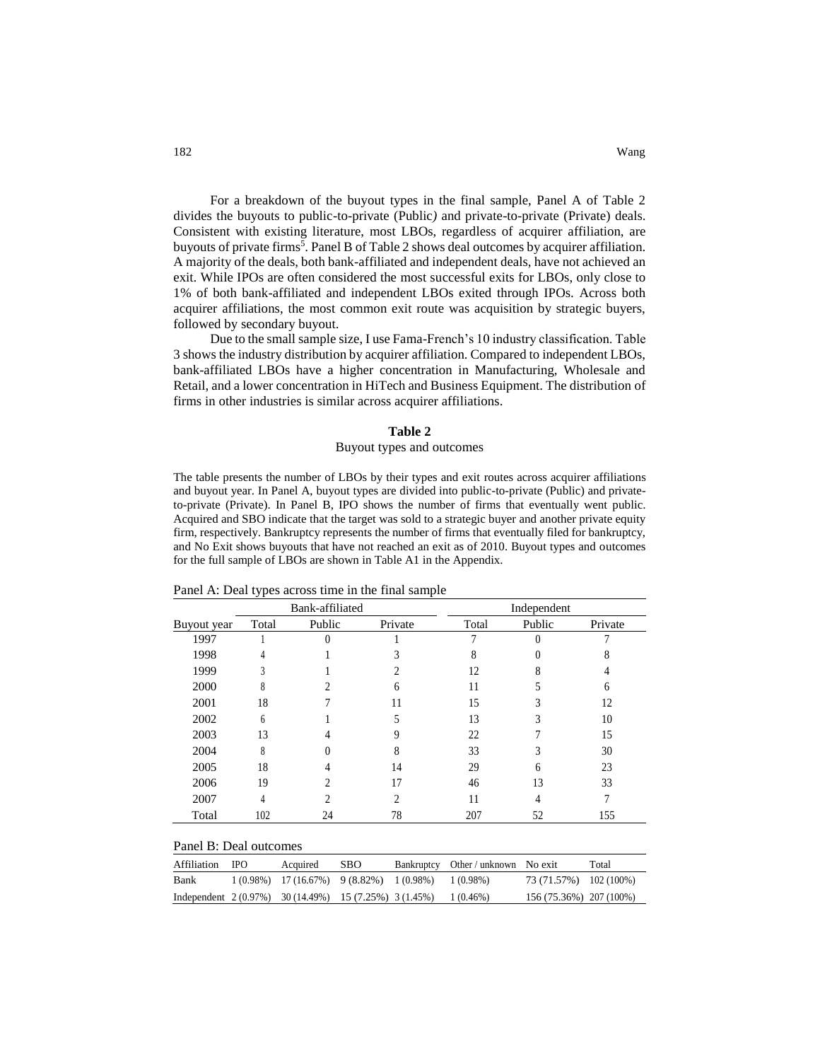For a breakdown of the buyout types in the final sample, Panel A of Table 2 divides the buyouts to public-to-private (Public) and private-to-private (Private) deals. Consistent with existing literature, most LBOs, regardless of acquirer affiliation, are buyouts of private firms[5]. Panel B of Table 2 shows deal outcomes by acquirer affiliation. A majority of the deals, both bank-affiliated and independent deals, have not achieved an exit. While IPOs are often considered the most successful exits for LBOs, only close to 1% of both bank-affiliated and independent LBOs exited through IPOs. Across both acquirer affiliations, the most common exit route was acquisition by strategic buyers, followed by secondary buyout.

Due to the small sample size, I use Fama-French's 10 industry classification. Table 3 shows the industry distribution by acquirer affiliation. Compared to independent LBOs, bank-affiliated LBOs have a higher concentration in Manufacturing, Wholesale and Retail, and a lower concentration in HiTech and Business Equipment. The distribution of firms in other industries is similar across acquirer affiliations.

**Table 2**

Buyout types and outcomes

The table presents the number of LBOs by their types and exit routes across acquirer affiliations and buyout year. In Panel A, buyout types are divided into public-to-private (Public) and private-to-private (Private). In Panel B, IPO shows the number of firms that eventually went public. Acquired and SBO indicate that the target was sold to a strategic buyer and another private equity firm, respectively. Bankruptcy represents the number of firms that eventually filed for bankruptcy, and No Exit shows buyouts that have not reached an exit as of 2010. Buyout types and outcomes for the full sample of LBOs are shown in Table A1 in the Appendix.

Panel A: Deal types across time in the final sample

| | Bank-affiliated | | | Independent | | |
|---|---|---|---|---|---|---|
| Buyout year | Total | Public | Private | Total | Public | Private |
| 1997 | 1 | 0 | 1 | 7 | 0 | 7 |
| 1998 | 4 | 1 | 3 | 8 | 0 | 8 |
| 1999 | 3 | 1 | 2 | 12 | 8 | 4 |
| 2000 | 8 | 2 | 6 | 11 | 5 | 6 |
| 2001 | 18 | 7 | 11 | 15 | 3 | 12 |
| 2002 | 6 | 1 | 5 | 13 | 3 | 10 |
| 2003 | 13 | 4 | 9 | 22 | 7 | 15 |
| 2004 | 8 | 0 | 8 | 33 | 3 | 30 |
| 2005 | 18 | 4 | 14 | 29 | 6 | 23 |
| 2006 | 19 | 2 | 17 | 46 | 13 | 33 |
| 2007 | 4 | 2 | 2 | 11 | 4 | 7 |
| Total | 102 | 24 | 78 | 207 | 52 | 155 |

Panel B: Deal outcomes

| Affiliation | IPO | Acquired | SBO | Bankruptcy | Other / unknown | No exit | Total |
|---|---|---|---|---|---|---|---|
| Bank | 1 (0.98%) | 17 (16.67%) | 9 (8.82%) | 1 (0.98%) | 1 (0.98%) | 73 (71.57%) | 102 (100%) |
| Independent | 2 (0.97%) | 30 (14.49%) | 15 (7.25%) | 3 (1.45%) | 1 (0.46%) | 156 (75.36%) | 207 (100%) |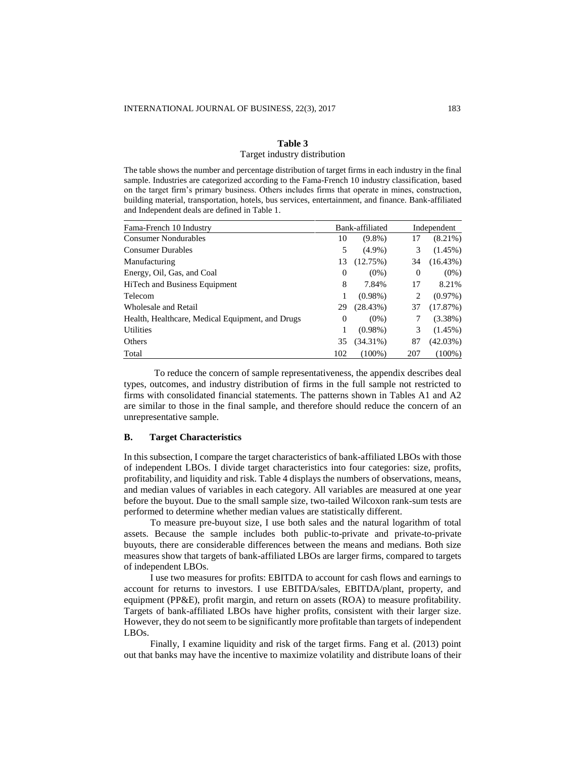**Table 3**
Target industry distribution

The table shows the number and percentage distribution of target firms in each industry in the final sample. Industries are categorized according to the Fama-French 10 industry classification, based on the target firm's primary business. Others includes firms that operate in mines, construction, building material, transportation, hotels, bus services, entertainment, and finance. Bank-affiliated and Independent deals are defined in Table 1.

| Fama-French 10 Industry | Bank-affiliated | | Independent | |
|---|---|---|---|---|
| Consumer Nondurables | 10 | (9.8%) | 17 | (8.21%) |
| Consumer Durables | 5 | (4.9%) | 3 | (1.45%) |
| Manufacturing | 13 | (12.75%) | 34 | (16.43%) |
| Energy, Oil, Gas, and Coal | 0 | (0%) | 0 | (0%) |
| HiTech and Business Equipment | 8 | 7.84% | 17 | 8.21% |
| Telecom | 1 | (0.98%) | 2 | (0.97%) |
| Wholesale and Retail | 29 | (28.43%) | 37 | (17.87%) |
| Health, Healthcare, Medical Equipment, and Drugs | 0 | (0%) | 7 | (3.38%) |
| Utilities | 1 | (0.98%) | 3 | (1.45%) |
| Others | 35 | (34.31%) | 87 | (42.03%) |
| Total | 102 | (100%) | 207 | (100%) |

To reduce the concern of sample representativeness, the appendix describes deal types, outcomes, and industry distribution of firms in the full sample not restricted to firms with consolidated financial statements. The patterns shown in Tables A1 and A2 are similar to those in the final sample, and therefore should reduce the concern of an unrepresentative sample.

### B. Target Characteristics

In this subsection, I compare the target characteristics of bank-affiliated LBOs with those of independent LBOs. I divide target characteristics into four categories: size, profits, profitability, and liquidity and risk. Table 4 displays the numbers of observations, means, and median values of variables in each category. All variables are measured at one year before the buyout. Due to the small sample size, two-tailed Wilcoxon rank-sum tests are performed to determine whether median values are statistically different.

To measure pre-buyout size, I use both sales and the natural logarithm of total assets. Because the sample includes both public-to-private and private-to-private buyouts, there are considerable differences between the means and medians. Both size measures show that targets of bank-affiliated LBOs are larger firms, compared to targets of independent LBOs.

I use two measures for profits: EBITDA to account for cash flows and earnings to account for returns to investors. I use EBITDA/sales, EBITDA/plant, property, and equipment (PP&E), profit margin, and return on assets (ROA) to measure profitability. Targets of bank-affiliated LBOs have higher profits, consistent with their larger size. However, they do not seem to be significantly more profitable than targets of independent LBOs.

Finally, I examine liquidity and risk of the target firms. Fang et al. (2013) point out that banks may have the incentive to maximize volatility and distribute loans of their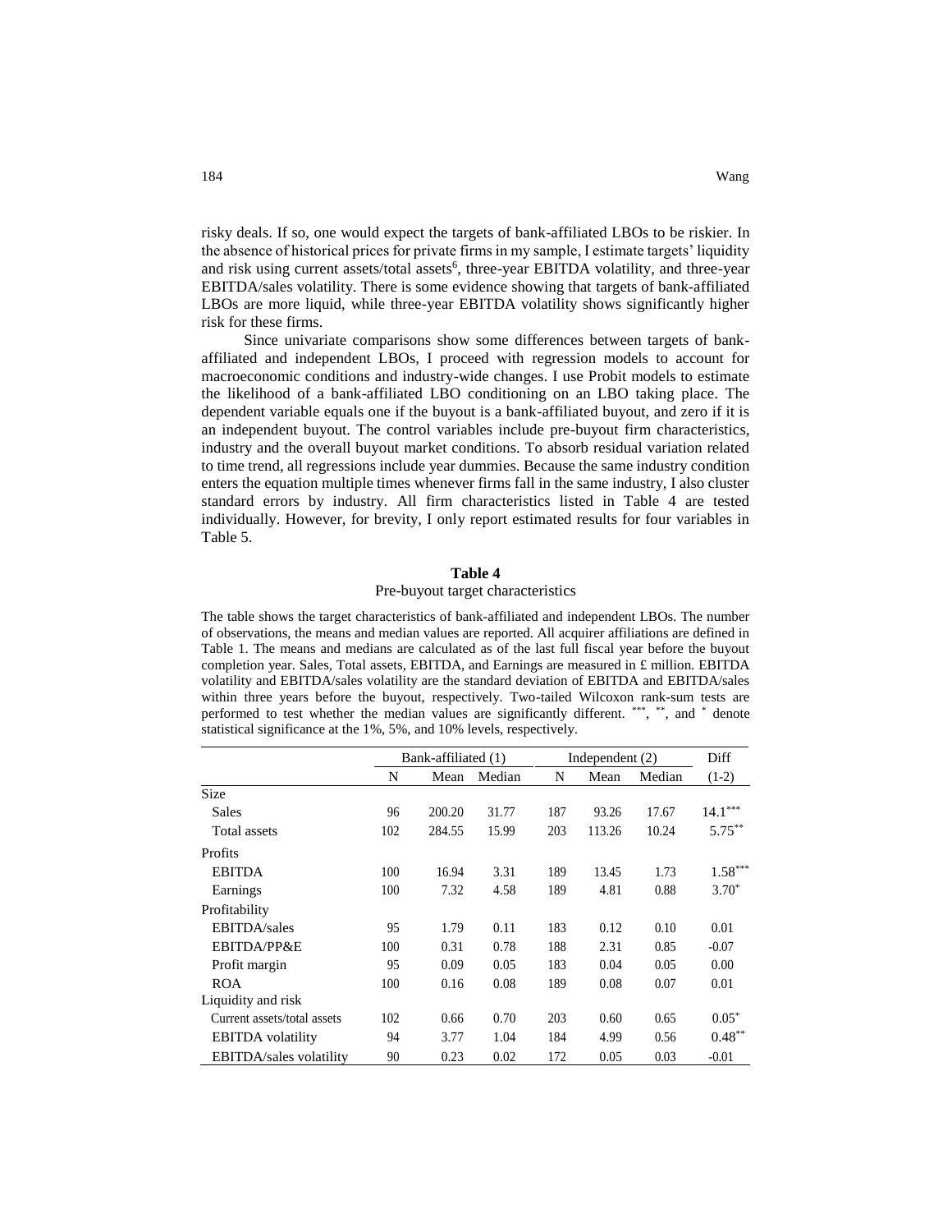risky deals. If so, one would expect the targets of bank-affiliated LBOs to be riskier. In the absence of historical prices for private firms in my sample, I estimate targets' liquidity and risk using current assets/total assets[6], three-year EBITDA volatility, and three-year EBITDA/sales volatility. There is some evidence showing that targets of bank-affiliated LBOs are more liquid, while three-year EBITDA volatility shows significantly higher risk for these firms.

Since univariate comparisons show some differences between targets of bank-affiliated and independent LBOs, I proceed with regression models to account for macroeconomic conditions and industry-wide changes. I use Probit models to estimate the likelihood of a bank-affiliated LBO conditioning on an LBO taking place. The dependent variable equals one if the buyout is a bank-affiliated buyout, and zero if it is an independent buyout. The control variables include pre-buyout firm characteristics, industry and the overall buyout market conditions. To absorb residual variation related to time trend, all regressions include year dummies. Because the same industry condition enters the equation multiple times whenever firms fall in the same industry, I also cluster standard errors by industry. All firm characteristics listed in Table 4 are tested individually. However, for brevity, I only report estimated results for four variables in Table 5.

**Table 4**

Pre-buyout target characteristics

The table shows the target characteristics of bank-affiliated and independent LBOs. The number of observations, the means and median values are reported. All acquirer affiliations are defined in Table 1. The means and medians are calculated as of the last full fiscal year before the buyout completion year. Sales, Total assets, EBITDA, and Earnings are measured in £ million. EBITDA volatility and EBITDA/sales volatility are the standard deviation of EBITDA and EBITDA/sales within three years before the buyout, respectively. Two-tailed Wilcoxon rank-sum tests are performed to test whether the median values are significantly different. ***, **, and * denote statistical significance at the 1%, 5%, and 10% levels, respectively.

| | Bank-affiliated (1) | | | Independent (2) | | | Diff |
|---|---|---|---|---|---|---|---|
| | N | Mean | Median | N | Mean | Median | (1-2) |
| Size | | | | | | | |
| Sales | 96 | 200.20 | 31.77 | 187 | 93.26 | 17.67 | 14.1*** |
| Total assets | 102 | 284.55 | 15.99 | 203 | 113.26 | 10.24 | 5.75** |
| Profits | | | | | | | |
| EBITDA | 100 | 16.94 | 3.31 | 189 | 13.45 | 1.73 | 1.58*** |
| Earnings | 100 | 7.32 | 4.58 | 189 | 4.81 | 0.88 | 3.70* |
| Profitability | | | | | | | |
| EBITDA/sales | 95 | 1.79 | 0.11 | 183 | 0.12 | 0.10 | 0.01 |
| EBITDA/PP&E | 100 | 0.31 | 0.78 | 188 | 2.31 | 0.85 | -0.07 |
| Profit margin | 95 | 0.09 | 0.05 | 183 | 0.04 | 0.05 | 0.00 |
| ROA | 100 | 0.16 | 0.08 | 189 | 0.08 | 0.07 | 0.01 |
| Liquidity and risk | | | | | | | |
| Current assets/total assets | 102 | 0.66 | 0.70 | 203 | 0.60 | 0.65 | 0.05* |
| EBITDA volatility | 94 | 3.77 | 1.04 | 184 | 4.99 | 0.56 | 0.48** |
| EBITDA/sales volatility | 90 | 0.23 | 0.02 | 172 | 0.05 | 0.03 | -0.01 |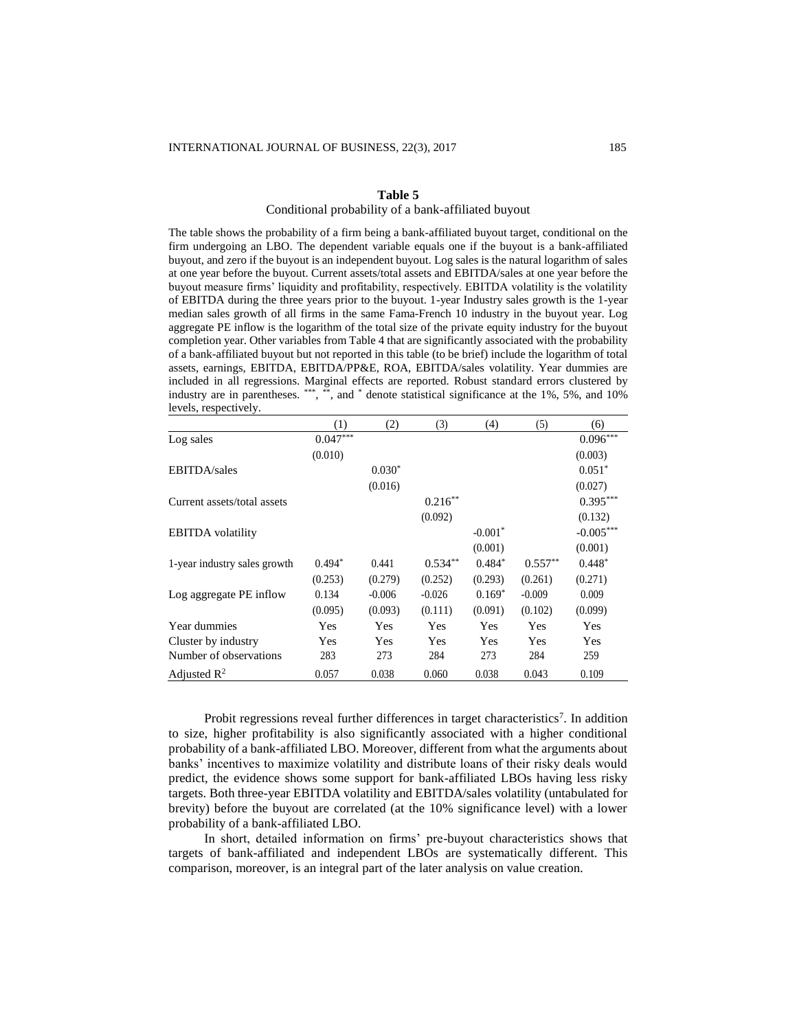**Table 5**

Conditional probability of a bank-affiliated buyout

The table shows the probability of a firm being a bank-affiliated buyout target, conditional on the firm undergoing an LBO. The dependent variable equals one if the buyout is a bank-affiliated buyout, and zero if the buyout is an independent buyout. Log sales is the natural logarithm of sales at one year before the buyout. Current assets/total assets and EBITDA/sales at one year before the buyout measure firms' liquidity and profitability, respectively. EBITDA volatility is the volatility of EBITDA during the three years prior to the buyout. 1-year Industry sales growth is the 1-year median sales growth of all firms in the same Fama-French 10 industry in the buyout year. Log aggregate PE inflow is the logarithm of the total size of the private equity industry for the buyout completion year. Other variables from Table 4 that are significantly associated with the probability of a bank-affiliated buyout but not reported in this table (to be brief) include the logarithm of total assets, earnings, EBITDA, EBITDA/PP&E, ROA, EBITDA/sales volatility. Year dummies are included in all regressions. Marginal effects are reported. Robust standard errors clustered by industry are in parentheses. ***, **, and * denote statistical significance at the 1%, 5%, and 10% levels, respectively.

| | (1) | (2) | (3) | (4) | (5) | (6) |
|---|---|---|---|---|---|---|
| Log sales | 0.047*** | | | | | 0.096*** |
| | (0.010) | | | | | (0.003) |
| EBITDA/sales | | 0.030* | | | | 0.051* |
| | | (0.016) | | | | (0.027) |
| Current assets/total assets | | | 0.216** | | | 0.395*** |
| | | | (0.092) | | | (0.132) |
| EBITDA volatility | | | | -0.001* | | -0.005*** |
| | | | | (0.001) | | (0.001) |
| 1-year industry sales growth | 0.494* | 0.441 | 0.534** | 0.484* | 0.557** | 0.448* |
| | (0.253) | (0.279) | (0.252) | (0.293) | (0.261) | (0.271) |
| Log aggregate PE inflow | 0.134 | -0.006 | -0.026 | 0.169* | -0.009 | 0.009 |
| | (0.095) | (0.093) | (0.111) | (0.091) | (0.102) | (0.099) |
| Year dummies | Yes | Yes | Yes | Yes | Yes | Yes |
| Cluster by industry | Yes | Yes | Yes | Yes | Yes | Yes |
| Number of observations | 283 | 273 | 284 | 273 | 284 | 259 |
| Adjusted $R^2$ | 0.057 | 0.038 | 0.060 | 0.038 | 0.043 | 0.109 |

Probit regressions reveal further differences in target characteristics[7]. In addition to size, higher profitability is also significantly associated with a higher conditional probability of a bank-affiliated LBO. Moreover, different from what the arguments about banks' incentives to maximize volatility and distribute loans of their risky deals would predict, the evidence shows some support for bank-affiliated LBOs having less risky targets. Both three-year EBITDA volatility and EBITDA/sales volatility (untabulated for brevity) before the buyout are correlated (at the 10% significance level) with a lower probability of a bank-affiliated LBO.

In short, detailed information on firms' pre-buyout characteristics shows that targets of bank-affiliated and independent LBOs are systematically different. This comparison, moreover, is an integral part of the later analysis on value creation.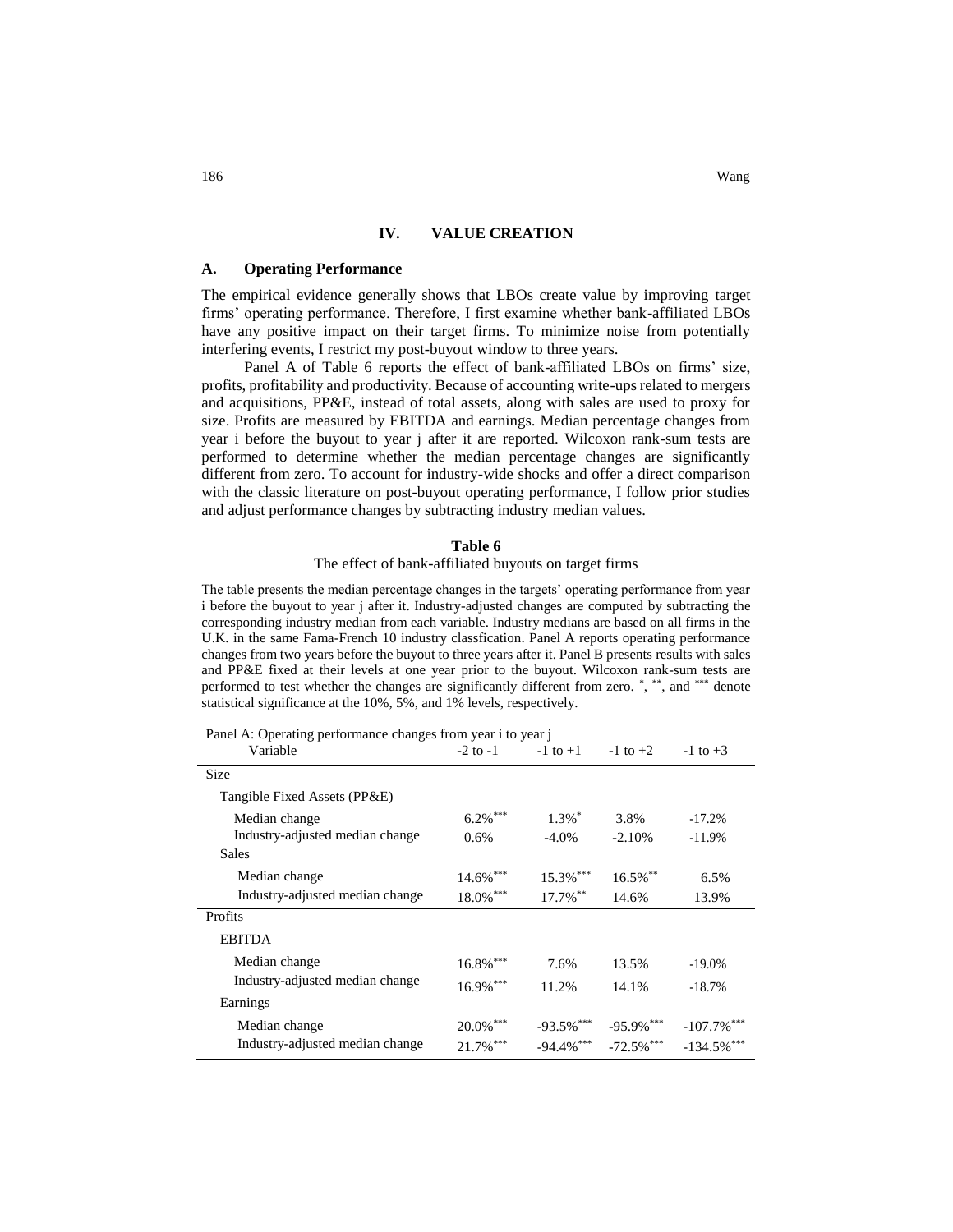## IV. VALUE CREATION

### A. Operating Performance

The empirical evidence generally shows that LBOs create value by improving target firms' operating performance. Therefore, I first examine whether bank-affiliated LBOs have any positive impact on their target firms. To minimize noise from potentially interfering events, I restrict my post-buyout window to three years.

Panel A of Table 6 reports the effect of bank-affiliated LBOs on firms' size, profits, profitability and productivity. Because of accounting write-ups related to mergers and acquisitions, PP&E, instead of total assets, along with sales are used to proxy for size. Profits are measured by EBITDA and earnings. Median percentage changes from year i before the buyout to year j after it are reported. Wilcoxon rank-sum tests are performed to determine whether the median percentage changes are significantly different from zero. To account for industry-wide shocks and offer a direct comparison with the classic literature on post-buyout operating performance, I follow prior studies and adjust performance changes by subtracting industry median values.

**Table 6**

The effect of bank-affiliated buyouts on target firms

The table presents the median percentage changes in the targets' operating performance from year i before the buyout to year j after it. Industry-adjusted changes are computed by subtracting the corresponding industry median from each variable. Industry medians are based on all firms in the U.K. in the same Fama-French 10 industry classfication. Panel A reports operating performance changes from two years before the buyout to three years after it. Panel B presents results with sales and PP&E fixed at their levels at one year prior to the buyout. Wilcoxon rank-sum tests are performed to test whether the changes are significantly different from zero. *, **, and *** denote statistical significance at the 10%, 5%, and 1% levels, respectively.

Panel A: Operating performance changes from year i to year j

| Variable | -2 to -1 | -1 to +1 | -1 to +2 | -1 to +3 |
|---|---|---|---|---|
| Size | | | | |
| Tangible Fixed Assets (PP&E) | | | | |
| Median change | 6.2%*** | 1.3%* | 3.8% | -17.2% |
| Industry-adjusted median change | 0.6% | -4.0% | -2.10% | -11.9% |
| Sales | | | | |
| Median change | 14.6%*** | 15.3%*** | 16.5%** | 6.5% |
| Industry-adjusted median change | 18.0%*** | 17.7%** | 14.6% | 13.9% |
| Profits | | | | |
| EBITDA | | | | |
| Median change | 16.8%*** | 7.6% | 13.5% | -19.0% |
| Industry-adjusted median change | 16.9%*** | 11.2% | 14.1% | -18.7% |
| Earnings | | | | |
| Median change | 20.0%*** | -93.5%*** | -95.9%*** | -107.7%*** |
| Industry-adjusted median change | 21.7%*** | -94.4%*** | -72.5%*** | -134.5%*** |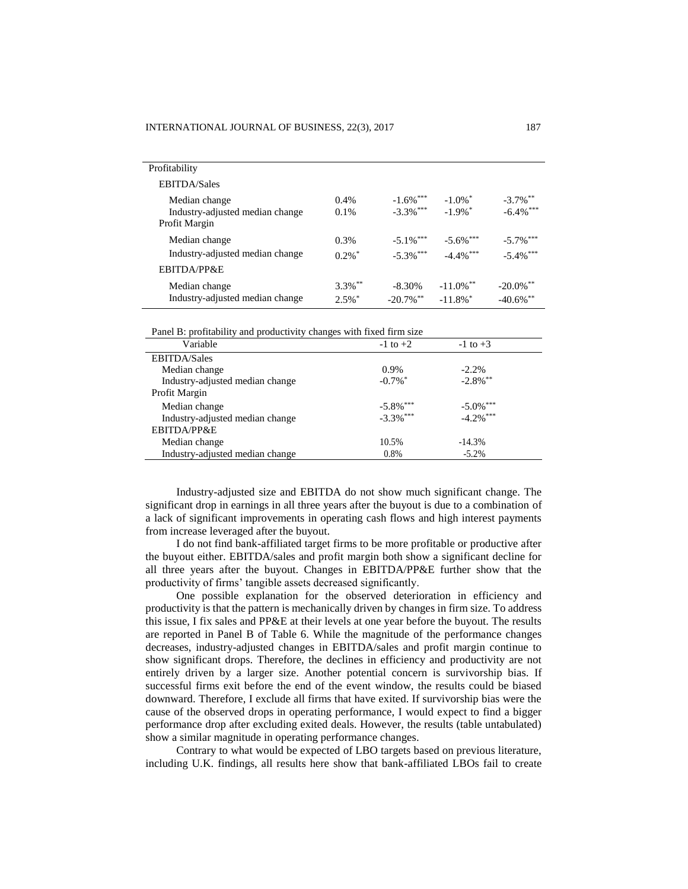| | | | | |
|---|---|---|---|---|
| Profitability | | | | |
| EBITDA/Sales | | | | |
| Median change | 0.4% | -1.6%*** | -1.0%* | -3.7%** |
| Industry-adjusted median change | 0.1% | -3.3%*** | -1.9%* | -6.4%*** |
| Profit Margin | | | | |
| Median change | 0.3% | -5.1%*** | -5.6%*** | -5.7%*** |
| Industry-adjusted median change | 0.2%* | -5.3%*** | -4.4%*** | -5.4%*** |
| EBITDA/PP&E | | | | |
| Median change | 3.3%** | -8.30% | -11.0%** | -20.0%** |
| Industry-adjusted median change | 2.5%* | -20.7%** | -11.8%* | -40.6%** |

Panel B: profitability and productivity changes with fixed firm size

| Variable | -1 to +2 | -1 to +3 |
|---|---|---|
| EBITDA/Sales | | |
| Median change | 0.9% | -2.2% |
| Industry-adjusted median change | -0.7%* | -2.8%** |
| Profit Margin | | |
| Median change | -5.8%*** | -5.0%*** |
| Industry-adjusted median change | -3.3%*** | -4.2%*** |
| EBITDA/PP&E | | |
| Median change | 10.5% | -14.3% |
| Industry-adjusted median change | 0.8% | -5.2% |

Industry-adjusted size and EBITDA do not show much significant change. The significant drop in earnings in all three years after the buyout is due to a combination of a lack of significant improvements in operating cash flows and high interest payments from increase leveraged after the buyout.

I do not find bank-affiliated target firms to be more profitable or productive after the buyout either. EBITDA/sales and profit margin both show a significant decline for all three years after the buyout. Changes in EBITDA/PP&E further show that the productivity of firms' tangible assets decreased significantly.

One possible explanation for the observed deterioration in efficiency and productivity is that the pattern is mechanically driven by changes in firm size. To address this issue, I fix sales and PP&E at their levels at one year before the buyout. The results are reported in Panel B of Table 6. While the magnitude of the performance changes decreases, industry-adjusted changes in EBITDA/sales and profit margin continue to show significant drops. Therefore, the declines in efficiency and productivity are not entirely driven by a larger size. Another potential concern is survivorship bias. If successful firms exit before the end of the event window, the results could be biased downward. Therefore, I exclude all firms that have exited. If survivorship bias were the cause of the observed drops in operating performance, I would expect to find a bigger performance drop after excluding exited deals. However, the results (table untabulated) show a similar magnitude in operating performance changes.

Contrary to what would be expected of LBO targets based on previous literature, including U.K. findings, all results here show that bank-affiliated LBOs fail to create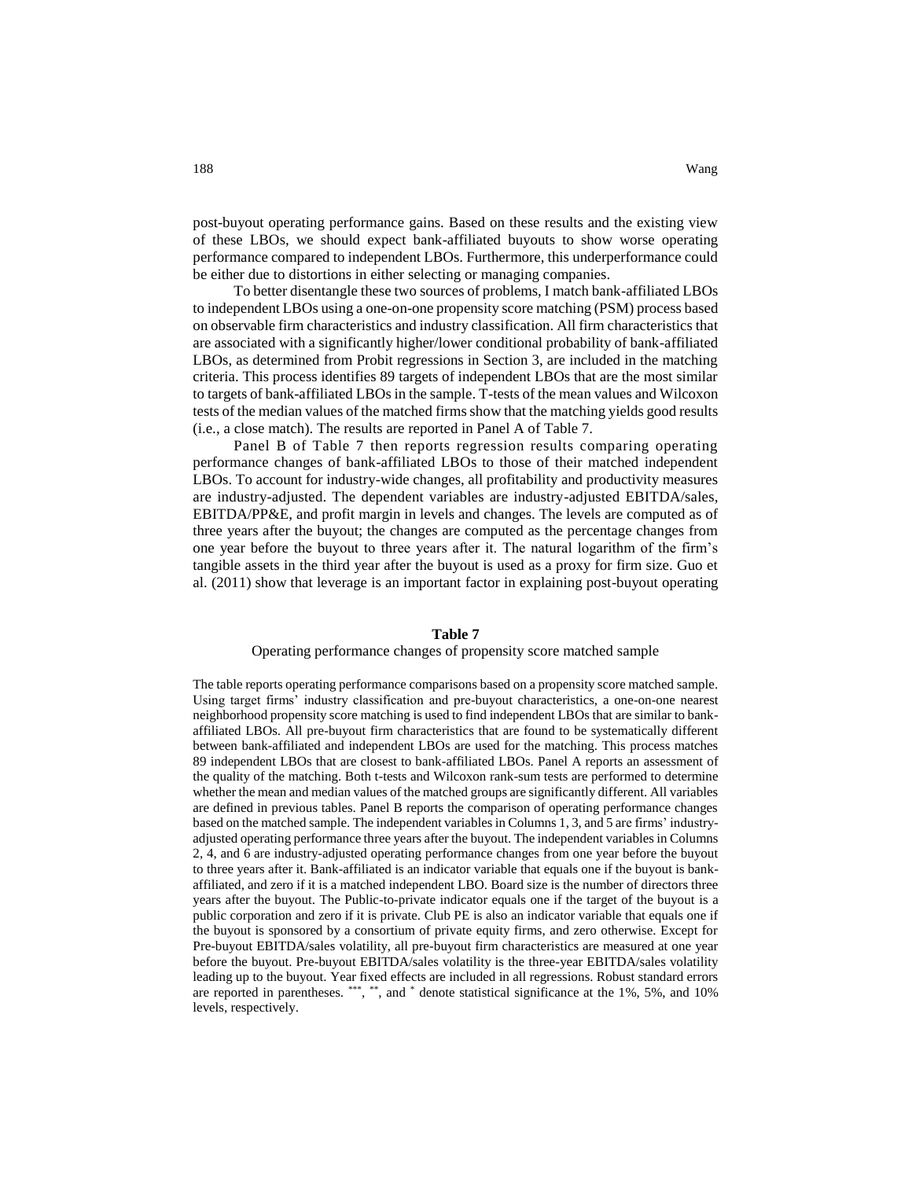post-buyout operating performance gains. Based on these results and the existing view of these LBOs, we should expect bank-affiliated buyouts to show worse operating performance compared to independent LBOs. Furthermore, this underperformance could be either due to distortions in either selecting or managing companies.

To better disentangle these two sources of problems, I match bank-affiliated LBOs to independent LBOs using a one-on-one propensity score matching (PSM) process based on observable firm characteristics and industry classification. All firm characteristics that are associated with a significantly higher/lower conditional probability of bank-affiliated LBOs, as determined from Probit regressions in Section 3, are included in the matching criteria. This process identifies 89 targets of independent LBOs that are the most similar to targets of bank-affiliated LBOs in the sample. T-tests of the mean values and Wilcoxon tests of the median values of the matched firms show that the matching yields good results (i.e., a close match). The results are reported in Panel A of Table 7.

Panel B of Table 7 then reports regression results comparing operating performance changes of bank-affiliated LBOs to those of their matched independent LBOs. To account for industry-wide changes, all profitability and productivity measures are industry-adjusted. The dependent variables are industry-adjusted EBITDA/sales, EBITDA/PP&E, and profit margin in levels and changes. The levels are computed as of three years after the buyout; the changes are computed as the percentage changes from one year before the buyout to three years after it. The natural logarithm of the firm's tangible assets in the third year after the buyout is used as a proxy for firm size. Guo et al. (2011) show that leverage is an important factor in explaining post-buyout operating

**Table 7**

Operating performance changes of propensity score matched sample

The table reports operating performance comparisons based on a propensity score matched sample. Using target firms' industry classification and pre-buyout characteristics, a one-on-one nearest neighborhood propensity score matching is used to find independent LBOs that are similar to bank-affiliated LBOs. All pre-buyout firm characteristics that are found to be systematically different between bank-affiliated and independent LBOs are used for the matching. This process matches 89 independent LBOs that are closest to bank-affiliated LBOs. Panel A reports an assessment of the quality of the matching. Both t-tests and Wilcoxon rank-sum tests are performed to determine whether the mean and median values of the matched groups are significantly different. All variables are defined in previous tables. Panel B reports the comparison of operating performance changes based on the matched sample. The independent variables in Columns 1, 3, and 5 are firms' industry-adjusted operating performance three years after the buyout. The independent variables in Columns 2, 4, and 6 are industry-adjusted operating performance changes from one year before the buyout to three years after it. Bank-affiliated is an indicator variable that equals one if the buyout is bank-affiliated, and zero if it is a matched independent LBO. Board size is the number of directors three years after the buyout. The Public-to-private indicator equals one if the target of the buyout is a public corporation and zero if it is private. Club PE is also an indicator variable that equals one if the buyout is sponsored by a consortium of private equity firms, and zero otherwise. Except for Pre-buyout EBITDA/sales volatility, all pre-buyout firm characteristics are measured at one year before the buyout. Pre-buyout EBITDA/sales volatility is the three-year EBITDA/sales volatility leading up to the buyout. Year fixed effects are included in all regressions. Robust standard errors are reported in parentheses. ***, **, and * denote statistical significance at the 1%, 5%, and 10% levels, respectively.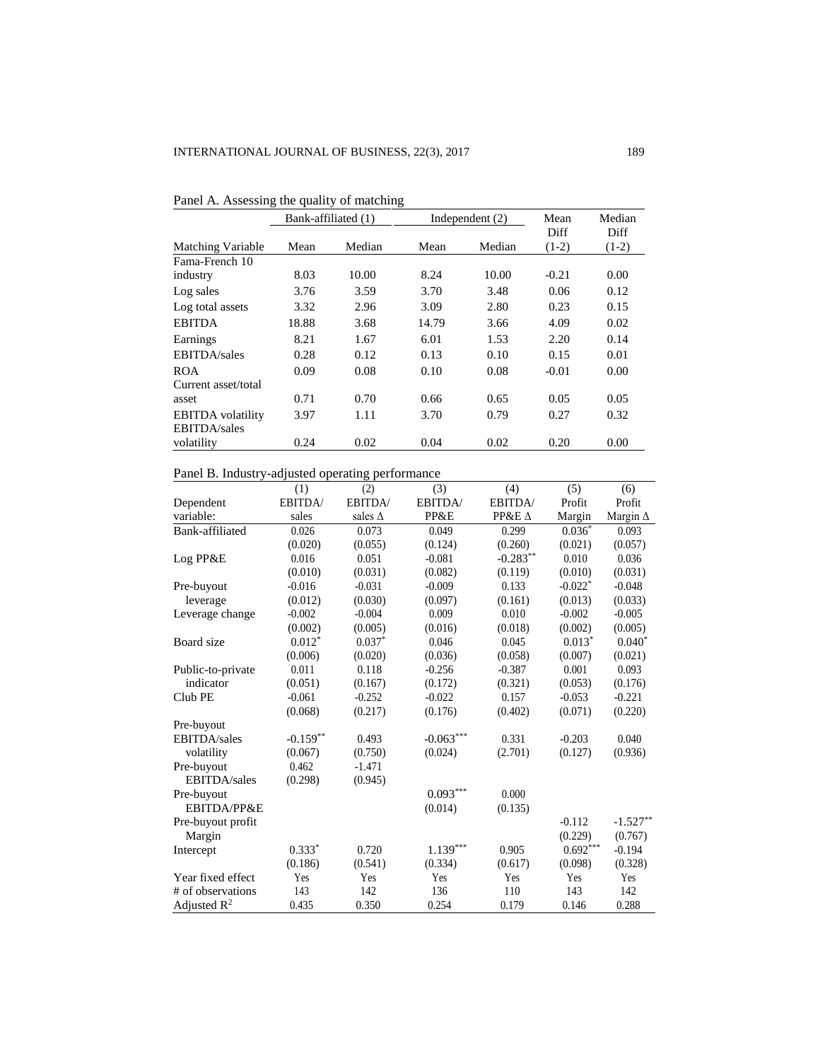Panel A. Assessing the quality of matching

| Matching Variable | Bank-affiliated (1) Mean | Bank-affiliated (1) Median | Independent (2) Mean | Independent (2) Median | Mean Diff (1-2) | Median Diff (1-2) |
|---|---|---|---|---|---|---|
| Fama-French 10 industry | 8.03 | 10.00 | 8.24 | 10.00 | -0.21 | 0.00 |
| Log sales | 3.76 | 3.59 | 3.70 | 3.48 | 0.06 | 0.12 |
| Log total assets | 3.32 | 2.96 | 3.09 | 2.80 | 0.23 | 0.15 |
| EBITDA | 18.88 | 3.68 | 14.79 | 3.66 | 4.09 | 0.02 |
| Earnings | 8.21 | 1.67 | 6.01 | 1.53 | 2.20 | 0.14 |
| EBITDA/sales | 0.28 | 0.12 | 0.13 | 0.10 | 0.15 | 0.01 |
| ROA | 0.09 | 0.08 | 0.10 | 0.08 | -0.01 | 0.00 |
| Current asset/total asset | 0.71 | 0.70 | 0.66 | 0.65 | 0.05 | 0.05 |
| EBITDA volatility | 3.97 | 1.11 | 3.70 | 0.79 | 0.27 | 0.32 |
| EBITDA/sales volatility | 0.24 | 0.02 | 0.04 | 0.02 | 0.20 | 0.00 |

Panel B. Industry-adjusted operating performance

| | (1) | (2) | (3) | (4) | (5) | (6) |
|---|---|---|---|---|---|---|
| Dependent variable: | EBITDA/ sales | EBITDA/ sales Δ | EBITDA/ PP&E | EBITDA/ PP&E Δ | Profit Margin | Profit Margin Δ |
| Bank-affiliated | 0.026 | 0.073 | 0.049 | 0.299 | 0.036* | 0.093 |
| | (0.020) | (0.055) | (0.124) | (0.260) | (0.021) | (0.057) |
| Log PP&E | 0.016 | 0.051 | -0.081 | -0.283** | 0.010 | 0.036 |
| | (0.010) | (0.031) | (0.082) | (0.119) | (0.010) | (0.031) |
| Pre-buyout leverage | -0.016 | -0.031 | -0.009 | 0.133 | -0.022* | -0.048 |
| | (0.012) | (0.030) | (0.097) | (0.161) | (0.013) | (0.033) |
| Leverage change | -0.002 | -0.004 | 0.009 | 0.010 | -0.002 | -0.005 |
| | (0.002) | (0.005) | (0.016) | (0.018) | (0.002) | (0.005) |
| Board size | 0.012* | 0.037* | 0.046 | 0.045 | 0.013* | 0.040* |
| | (0.006) | (0.020) | (0.036) | (0.058) | (0.007) | (0.021) |
| Public-to-private indicator | 0.011 | 0.118 | -0.256 | -0.387 | 0.001 | 0.093 |
| | (0.051) | (0.167) | (0.172) | (0.321) | (0.053) | (0.176) |
| Club PE | -0.061 | -0.252 | -0.022 | 0.157 | -0.053 | -0.221 |
| | (0.068) | (0.217) | (0.176) | (0.402) | (0.071) | (0.220) |
| Pre-buyout EBITDA/sales volatility | -0.159** | 0.493 | -0.063*** | 0.331 | -0.203 | 0.040 |
| | (0.067) | (0.750) | (0.024) | (2.701) | (0.127) | (0.936) |
| Pre-buyout EBITDA/sales | 0.462 | -1.471 | | | | |
| | (0.298) | (0.945) | | | | |
| Pre-buyout EBITDA/PP&E | | | 0.093*** | 0.000 | | |
| | | | (0.014) | (0.135) | | |
| Pre-buyout profit Margin | | | | | -0.112 | -1.527** |
| | | | | | (0.229) | (0.767) |
| Intercept | 0.333* | 0.720 | 1.139*** | 0.905 | 0.692*** | -0.194 |
| | (0.186) | (0.541) | (0.334) | (0.617) | (0.098) | (0.328) |
| Year fixed effect | Yes | Yes | Yes | Yes | Yes | Yes |
| # of observations | 143 | 142 | 136 | 110 | 143 | 142 |
| Adjusted $R^2$ | 0.435 | 0.350 | 0.254 | 0.179 | 0.146 | 0.288 |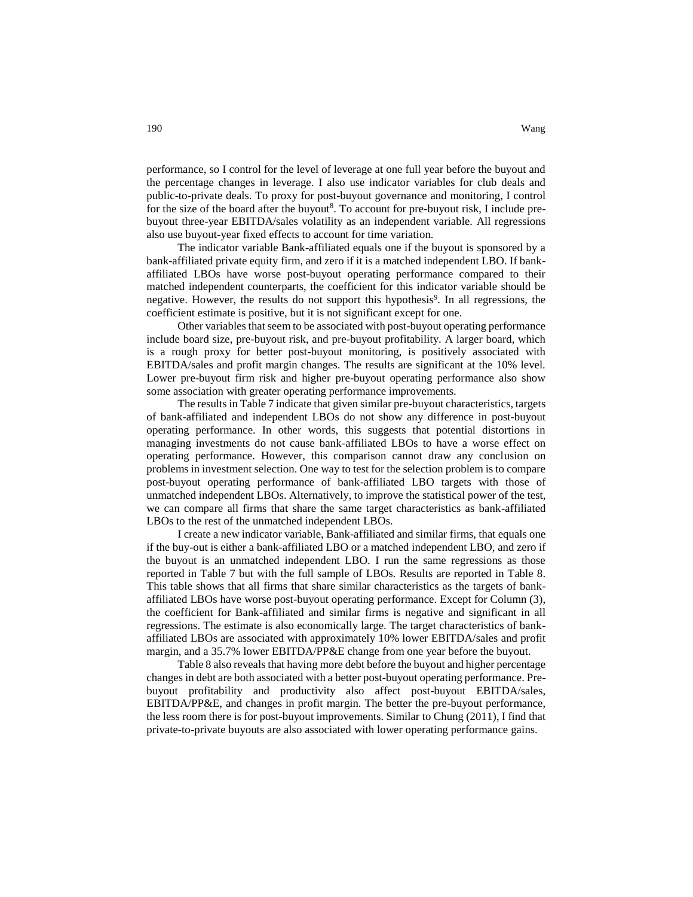performance, so I control for the level of leverage at one full year before the buyout and the percentage changes in leverage. I also use indicator variables for club deals and public-to-private deals. To proxy for post-buyout governance and monitoring, I control for the size of the board after the buyout[8]. To account for pre-buyout risk, I include pre-buyout three-year EBITDA/sales volatility as an independent variable. All regressions also use buyout-year fixed effects to account for time variation.

The indicator variable Bank-affiliated equals one if the buyout is sponsored by a bank-affiliated private equity firm, and zero if it is a matched independent LBO. If bank-affiliated LBOs have worse post-buyout operating performance compared to their matched independent counterparts, the coefficient for this indicator variable should be negative. However, the results do not support this hypothesis[9]. In all regressions, the coefficient estimate is positive, but it is not significant except for one.

Other variables that seem to be associated with post-buyout operating performance include board size, pre-buyout risk, and pre-buyout profitability. A larger board, which is a rough proxy for better post-buyout monitoring, is positively associated with EBITDA/sales and profit margin changes. The results are significant at the 10% level. Lower pre-buyout firm risk and higher pre-buyout operating performance also show some association with greater operating performance improvements.

The results in Table 7 indicate that given similar pre-buyout characteristics, targets of bank-affiliated and independent LBOs do not show any difference in post-buyout operating performance. In other words, this suggests that potential distortions in managing investments do not cause bank-affiliated LBOs to have a worse effect on operating performance. However, this comparison cannot draw any conclusion on problems in investment selection. One way to test for the selection problem is to compare post-buyout operating performance of bank-affiliated LBO targets with those of unmatched independent LBOs. Alternatively, to improve the statistical power of the test, we can compare all firms that share the same target characteristics as bank-affiliated LBOs to the rest of the unmatched independent LBOs.

I create a new indicator variable, Bank-affiliated and similar firms, that equals one if the buy-out is either a bank-affiliated LBO or a matched independent LBO, and zero if the buyout is an unmatched independent LBO. I run the same regressions as those reported in Table 7 but with the full sample of LBOs. Results are reported in Table 8. This table shows that all firms that share similar characteristics as the targets of bank-affiliated LBOs have worse post-buyout operating performance. Except for Column (3), the coefficient for Bank-affiliated and similar firms is negative and significant in all regressions. The estimate is also economically large. The target characteristics of bank-affiliated LBOs are associated with approximately 10% lower EBITDA/sales and profit margin, and a 35.7% lower EBITDA/PP&E change from one year before the buyout.

Table 8 also reveals that having more debt before the buyout and higher percentage changes in debt are both associated with a better post-buyout operating performance. Pre-buyout profitability and productivity also affect post-buyout EBITDA/sales, EBITDA/PP&E, and changes in profit margin. The better the pre-buyout performance, the less room there is for post-buyout improvements. Similar to Chung (2011), I find that private-to-private buyouts are also associated with lower operating performance gains.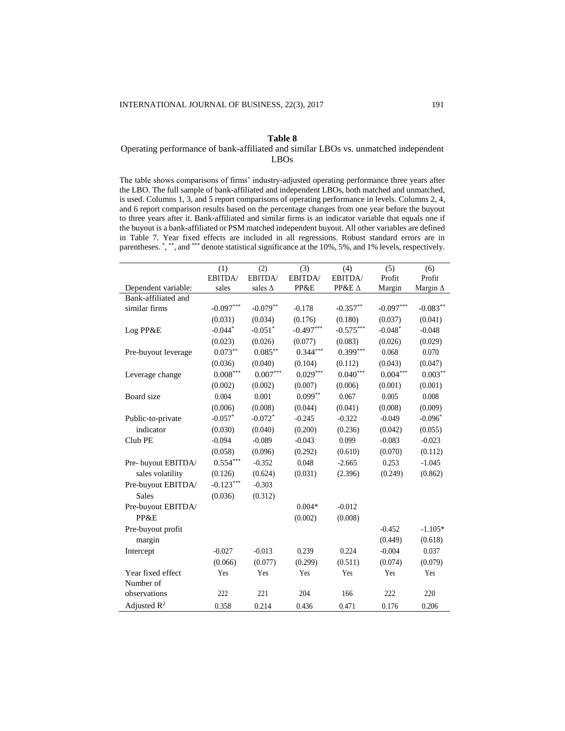**Table 8**

Operating performance of bank-affiliated and similar LBOs vs. unmatched independent LBOs

The table shows comparisons of firms' industry-adjusted operating performance three years after the LBO. The full sample of bank-affiliated and independent LBOs, both matched and unmatched, is used. Columns 1, 3, and 5 report comparisons of operating performance in levels. Columns 2, 4, and 6 report comparison results based on the percentage changes from one year before the buyout to three years after it. Bank-affiliated and similar firms is an indicator variable that equals one if the buyout is a bank-affiliated or PSM matched independent buyout. All other variables are defined in Table 7. Year fixed effects are included in all regressions. Robust standard errors are in parentheses. *, **, and *** denote statistical significance at the 10%, 5%, and 1% levels, respectively.

| Dependent variable: | (1) EBITDA/ sales | (2) EBITDA/ sales Δ | (3) EBITDA/ PP&E | (4) EBITDA/ PP&E Δ | (5) Profit Margin | (6) Profit Margin Δ |
|---|---|---|---|---|---|---|
| Bank-affiliated and similar firms | -0.097*** | -0.079** | -0.178 | -0.357** | -0.097*** | -0.083** |
| | (0.031) | (0.034) | (0.176) | (0.180) | (0.037) | (0.041) |
| Log PP&E | -0.044* | -0.051* | -0.497*** | -0.575*** | -0.048* | -0.048 |
| | (0.023) | (0.026) | (0.077) | (0.083) | (0.026) | (0.029) |
| Pre-buyout leverage | 0.073** | 0.085** | 0.344*** | 0.399*** | 0.068 | 0.070 |
| | (0.036) | (0.040) | (0.104) | (0.112) | (0.043) | (0.047) |
| Leverage change | 0.008*** | 0.007*** | 0.029*** | 0.040*** | 0.004*** | 0.003** |
| | (0.002) | (0.002) | (0.007) | (0.006) | (0.001) | (0.001) |
| Board size | 0.004 | 0.001 | 0.099** | 0.067 | 0.005 | 0.008 |
| | (0.006) | (0.008) | (0.044) | (0.041) | (0.008) | (0.009) |
| Public-to-private indicator | -0.057* | -0.072* | -0.245 | -0.322 | -0.049 | -0.096* |
| | (0.030) | (0.040) | (0.200) | (0.236) | (0.042) | (0.055) |
| Club PE | -0.094 | -0.089 | -0.043 | 0.099 | -0.083 | -0.023 |
| | (0.058) | (0.096) | (0.292) | (0.610) | (0.070) | (0.112) |
| Pre- buyout EBITDA/ sales volatility | 0.554*** | -0.352 | 0.048 | -2.665 | 0.253 | -1.045 |
| | (0.126) | (0.624) | (0.031) | (2.396) | (0.249) | (0.862) |
| Pre-buyout EBITDA/ Sales | -0.123*** | -0.303 | | | | |
| | (0.036) | (0.312) | | | | |
| Pre-buyout EBITDA/ PP&E | | | 0.004* | -0.012 | | |
| | | | (0.002) | (0.008) | | |
| Pre-buyout profit margin | | | | | -0.452 | -1.105* |
| | | | | | (0.449) | (0.618) |
| Intercept | -0.027 | -0.013 | 0.239 | 0.224 | -0.004 | 0.037 |
| | (0.066) | (0.077) | (0.299) | (0.511) | (0.074) | (0.079) |
| Year fixed effect | Yes | Yes | Yes | Yes | Yes | Yes |
| Number of observations | 222 | 221 | 204 | 166 | 222 | 220 |
| Adjusted $R^2$ | 0.358 | 0.214 | 0.436 | 0.471 | 0.176 | 0.206 |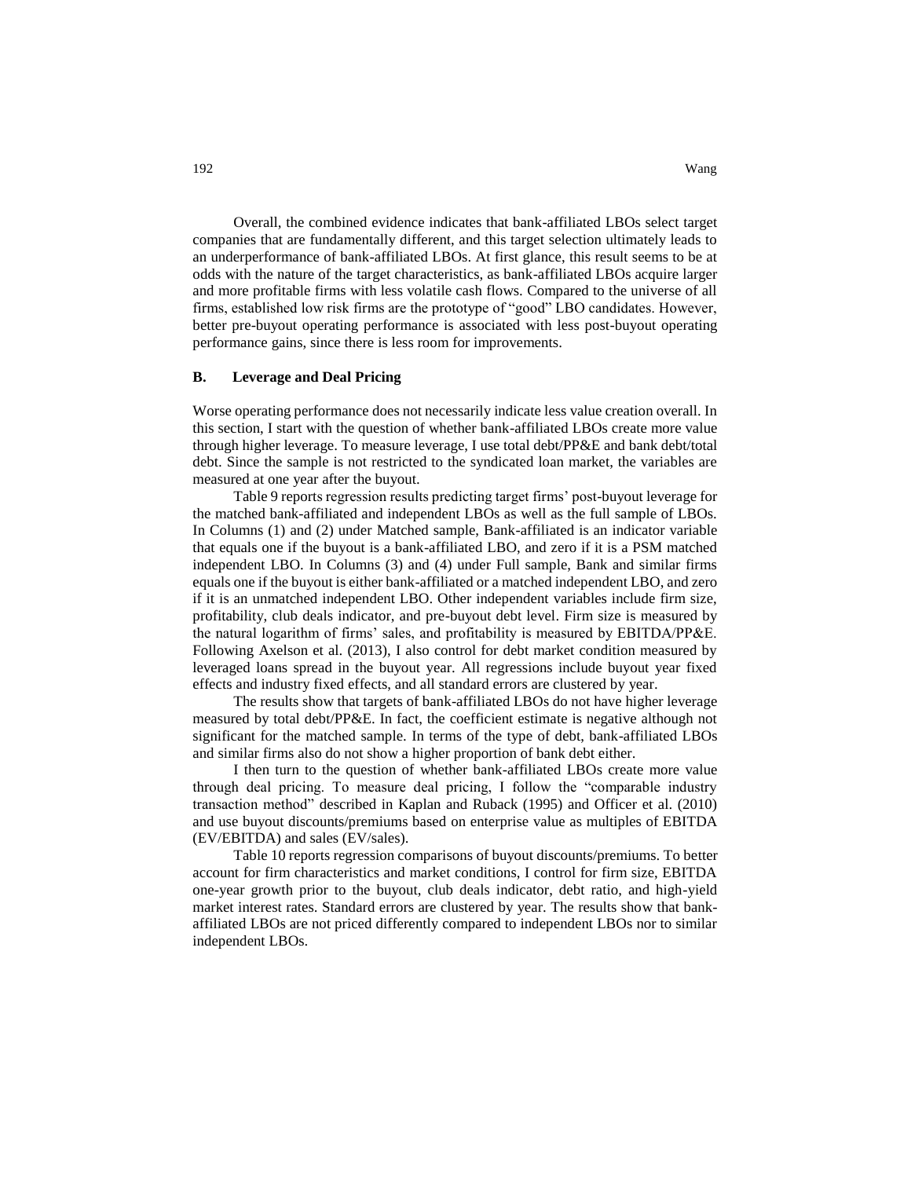Overall, the combined evidence indicates that bank-affiliated LBOs select target companies that are fundamentally different, and this target selection ultimately leads to an underperformance of bank-affiliated LBOs. At first glance, this result seems to be at odds with the nature of the target characteristics, as bank-affiliated LBOs acquire larger and more profitable firms with less volatile cash flows. Compared to the universe of all firms, established low risk firms are the prototype of "good" LBO candidates. However, better pre-buyout operating performance is associated with less post-buyout operating performance gains, since there is less room for improvements.

### B. Leverage and Deal Pricing

Worse operating performance does not necessarily indicate less value creation overall. In this section, I start with the question of whether bank-affiliated LBOs create more value through higher leverage. To measure leverage, I use total debt/PP&E and bank debt/total debt. Since the sample is not restricted to the syndicated loan market, the variables are measured at one year after the buyout.

Table 9 reports regression results predicting target firms' post-buyout leverage for the matched bank-affiliated and independent LBOs as well as the full sample of LBOs. In Columns (1) and (2) under Matched sample, Bank-affiliated is an indicator variable that equals one if the buyout is a bank-affiliated LBO, and zero if it is a PSM matched independent LBO. In Columns (3) and (4) under Full sample, Bank and similar firms equals one if the buyout is either bank-affiliated or a matched independent LBO, and zero if it is an unmatched independent LBO. Other independent variables include firm size, profitability, club deals indicator, and pre-buyout debt level. Firm size is measured by the natural logarithm of firms' sales, and profitability is measured by EBITDA/PP&E. Following Axelson et al. (2013), I also control for debt market condition measured by leveraged loans spread in the buyout year. All regressions include buyout year fixed effects and industry fixed effects, and all standard errors are clustered by year.

The results show that targets of bank-affiliated LBOs do not have higher leverage measured by total debt/PP&E. In fact, the coefficient estimate is negative although not significant for the matched sample. In terms of the type of debt, bank-affiliated LBOs and similar firms also do not show a higher proportion of bank debt either.

I then turn to the question of whether bank-affiliated LBOs create more value through deal pricing. To measure deal pricing, I follow the "comparable industry transaction method" described in Kaplan and Ruback (1995) and Officer et al. (2010) and use buyout discounts/premiums based on enterprise value as multiples of EBITDA (EV/EBITDA) and sales (EV/sales).

Table 10 reports regression comparisons of buyout discounts/premiums. To better account for firm characteristics and market conditions, I control for firm size, EBITDA one-year growth prior to the buyout, club deals indicator, debt ratio, and high-yield market interest rates. Standard errors are clustered by year. The results show that bank-affiliated LBOs are not priced differently compared to independent LBOs nor to similar independent LBOs.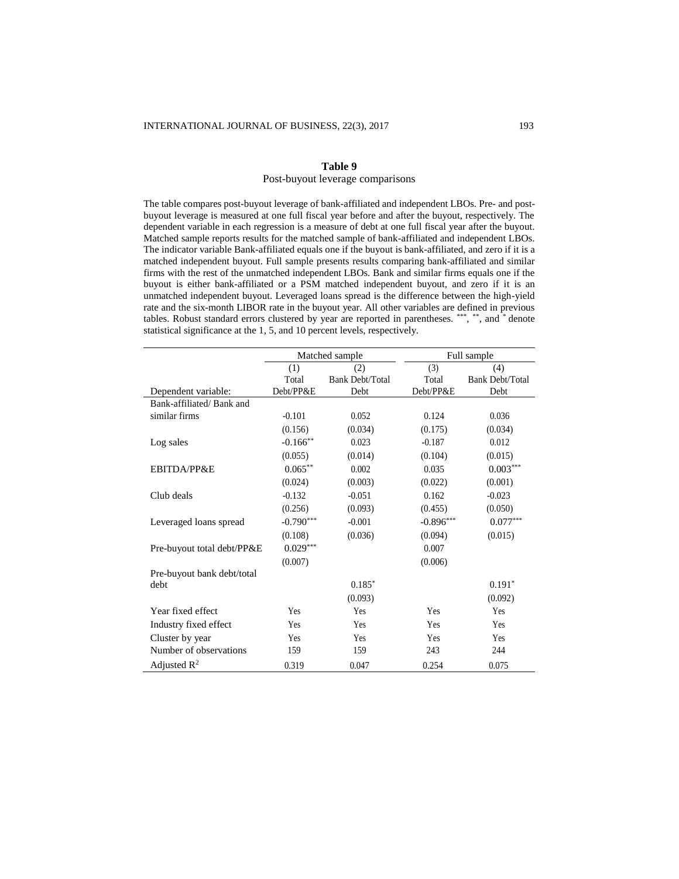**Table 9**

Post-buyout leverage comparisons

The table compares post-buyout leverage of bank-affiliated and independent LBOs. Pre- and post-buyout leverage is measured at one full fiscal year before and after the buyout, respectively. The dependent variable in each regression is a measure of debt at one full fiscal year after the buyout. Matched sample reports results for the matched sample of bank-affiliated and independent LBOs. The indicator variable Bank-affiliated equals one if the buyout is bank-affiliated, and zero if it is a matched independent buyout. Full sample presents results comparing bank-affiliated and similar firms with the rest of the unmatched independent LBOs. Bank and similar firms equals one if the buyout is either bank-affiliated or a PSM matched independent buyout, and zero if it is an unmatched independent buyout. Leveraged loans spread is the difference between the high-yield rate and the six-month LIBOR rate in the buyout year. All other variables are defined in previous tables. Robust standard errors clustered by year are reported in parentheses. \*\*\*, \*\*, and \* denote statistical significance at the 1, 5, and 10 percent levels, respectively.

| | Matched sample | | Full sample | |
|---|---|---|---|---|
| | (1) | (2) | (3) | (4) |
| Dependent variable: | Total Debt/PP&E | Bank Debt/Total Debt | Total Debt/PP&E | Bank Debt/Total Debt |
| Bank-affiliated/ Bank and similar firms | -0.101 | 0.052 | 0.124 | 0.036 |
| | (0.156) | (0.034) | (0.175) | (0.034) |
| Log sales | -0.166\*\* | 0.023 | -0.187 | 0.012 |
| | (0.055) | (0.014) | (0.104) | (0.015) |
| EBITDA/PP&E | 0.065\*\* | 0.002 | 0.035 | 0.003\*\*\* |
| | (0.024) | (0.003) | (0.022) | (0.001) |
| Club deals | -0.132 | -0.051 | 0.162 | -0.023 |
| | (0.256) | (0.093) | (0.455) | (0.050) |
| Leveraged loans spread | -0.790\*\*\* | -0.001 | -0.896\*\*\* | 0.077\*\*\* |
| | (0.108) | (0.036) | (0.094) | (0.015) |
| Pre-buyout total debt/PP&E | 0.029\*\*\* | | 0.007 | |
| | (0.007) | | (0.006) | |
| Pre-buyout bank debt/total debt | | 0.185\* | | 0.191\* |
| | | (0.093) | | (0.092) |
| Year fixed effect | Yes | Yes | Yes | Yes |
| Industry fixed effect | Yes | Yes | Yes | Yes |
| Cluster by year | Yes | Yes | Yes | Yes |
| Number of observations | 159 | 159 | 243 | 244 |
| Adjusted $R^2$ | 0.319 | 0.047 | 0.254 | 0.075 |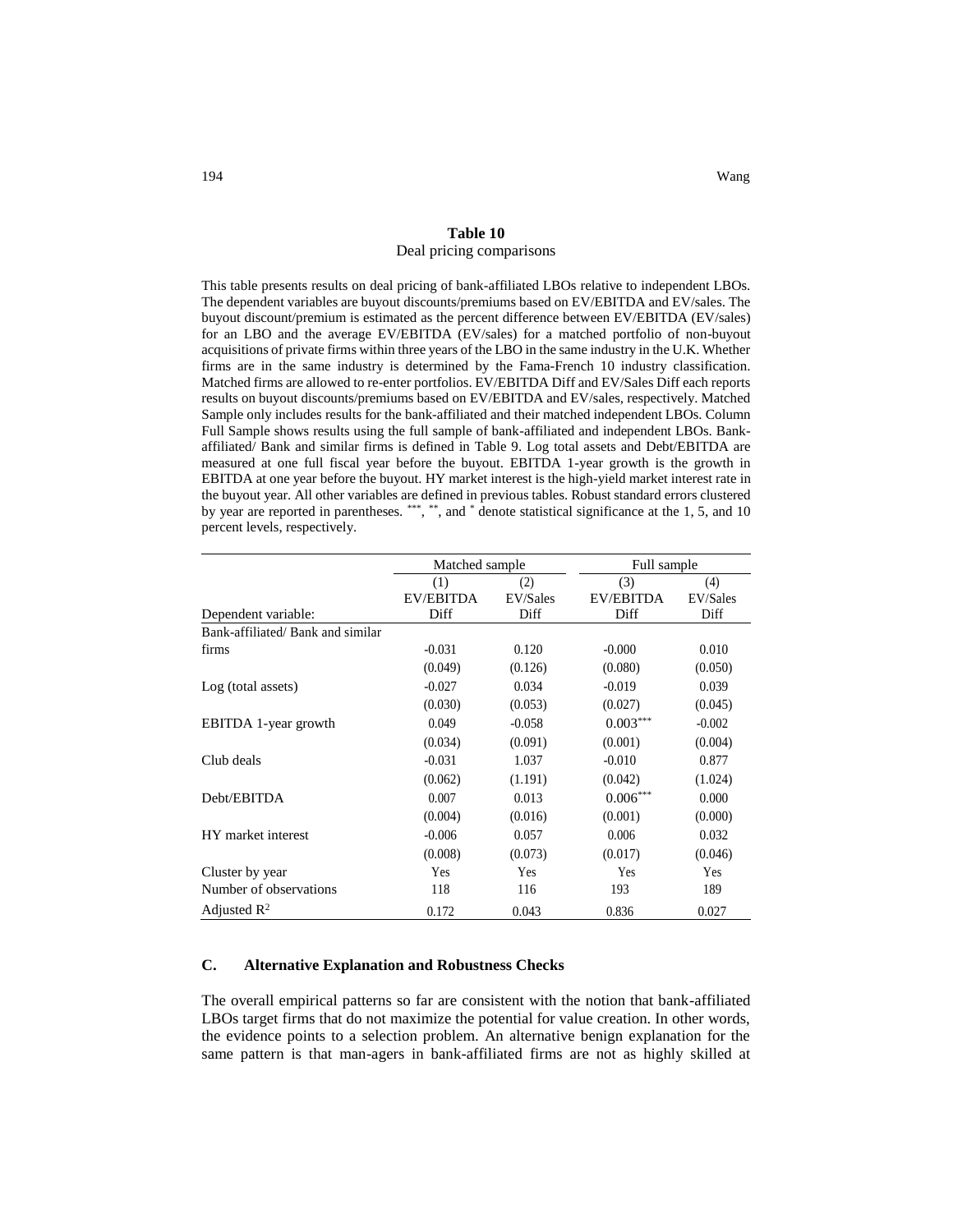**Table 10**

Deal pricing comparisons

This table presents results on deal pricing of bank-affiliated LBOs relative to independent LBOs. The dependent variables are buyout discounts/premiums based on EV/EBITDA and EV/sales. The buyout discount/premium is estimated as the percent difference between EV/EBITDA (EV/sales) for an LBO and the average EV/EBITDA (EV/sales) for a matched portfolio of non-buyout acquisitions of private firms within three years of the LBO in the same industry in the U.K. Whether firms are in the same industry is determined by the Fama-French 10 industry classification. Matched firms are allowed to re-enter portfolios. EV/EBITDA Diff and EV/Sales Diff each reports results on buyout discounts/premiums based on EV/EBITDA and EV/sales, respectively. Matched Sample only includes results for the bank-affiliated and their matched independent LBOs. Column Full Sample shows results using the full sample of bank-affiliated and independent LBOs. Bank-affiliated/ Bank and similar firms is defined in Table 9. Log total assets and Debt/EBITDA are measured at one full fiscal year before the buyout. EBITDA 1-year growth is the growth in EBITDA at one year before the buyout. HY market interest is the high-yield market interest rate in the buyout year. All other variables are defined in previous tables. Robust standard errors clustered by year are reported in parentheses. ***, **, and * denote statistical significance at the 1, 5, and 10 percent levels, respectively.

| | Matched sample | | Full sample | |
|---|---|---|---|---|
| | (1) | (2) | (3) | (4) |
| Dependent variable: | EV/EBITDA Diff | EV/Sales Diff | EV/EBITDA Diff | EV/Sales Diff |
| Bank-affiliated/ Bank and similar firms | -0.031 | 0.120 | -0.000 | 0.010 |
| | (0.049) | (0.126) | (0.080) | (0.050) |
| Log (total assets) | -0.027 | 0.034 | -0.019 | 0.039 |
| | (0.030) | (0.053) | (0.027) | (0.045) |
| EBITDA 1-year growth | 0.049 | -0.058 | 0.003*** | -0.002 |
| | (0.034) | (0.091) | (0.001) | (0.004) |
| Club deals | -0.031 | 1.037 | -0.010 | 0.877 |
| | (0.062) | (1.191) | (0.042) | (1.024) |
| Debt/EBITDA | 0.007 | 0.013 | 0.006*** | 0.000 |
| | (0.004) | (0.016) | (0.001) | (0.000) |
| HY market interest | -0.006 | 0.057 | 0.006 | 0.032 |
| | (0.008) | (0.073) | (0.017) | (0.046) |
| Cluster by year | Yes | Yes | Yes | Yes |
| Number of observations | 118 | 116 | 193 | 189 |
| Adjusted $R^2$ | 0.172 | 0.043 | 0.836 | 0.027 |

### C. Alternative Explanation and Robustness Checks

The overall empirical patterns so far are consistent with the notion that bank-affiliated LBOs target firms that do not maximize the potential for value creation. In other words, the evidence points to a selection problem. An alternative benign explanation for the same pattern is that man-agers in bank-affiliated firms are not as highly skilled at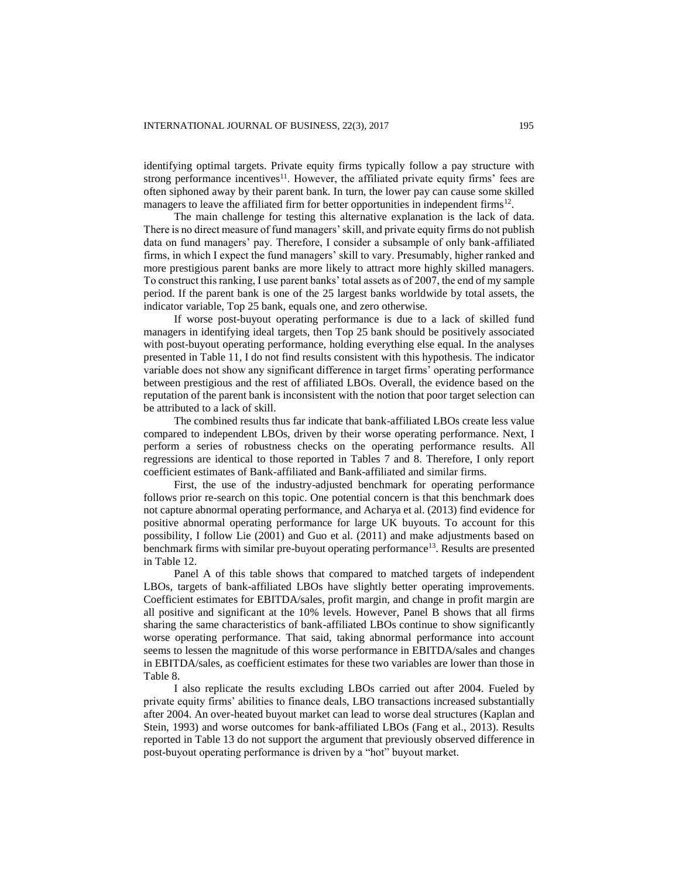identifying optimal targets. Private equity firms typically follow a pay structure with strong performance incentives[11]. However, the affiliated private equity firms' fees are often siphoned away by their parent bank. In turn, the lower pay can cause some skilled managers to leave the affiliated firm for better opportunities in independent firms[12].

The main challenge for testing this alternative explanation is the lack of data. There is no direct measure of fund managers' skill, and private equity firms do not publish data on fund managers' pay. Therefore, I consider a subsample of only bank-affiliated firms, in which I expect the fund managers' skill to vary. Presumably, higher ranked and more prestigious parent banks are more likely to attract more highly skilled managers. To construct this ranking, I use parent banks' total assets as of 2007, the end of my sample period. If the parent bank is one of the 25 largest banks worldwide by total assets, the indicator variable, Top 25 bank, equals one, and zero otherwise.

If worse post-buyout operating performance is due to a lack of skilled fund managers in identifying ideal targets, then Top 25 bank should be positively associated with post-buyout operating performance, holding everything else equal. In the analyses presented in Table 11, I do not find results consistent with this hypothesis. The indicator variable does not show any significant difference in target firms' operating performance between prestigious and the rest of affiliated LBOs. Overall, the evidence based on the reputation of the parent bank is inconsistent with the notion that poor target selection can be attributed to a lack of skill.

The combined results thus far indicate that bank-affiliated LBOs create less value compared to independent LBOs, driven by their worse operating performance. Next, I perform a series of robustness checks on the operating performance results. All regressions are identical to those reported in Tables 7 and 8. Therefore, I only report coefficient estimates of Bank-affiliated and Bank-affiliated and similar firms.

First, the use of the industry-adjusted benchmark for operating performance follows prior re-search on this topic. One potential concern is that this benchmark does not capture abnormal operating performance, and Acharya et al. (2013) find evidence for positive abnormal operating performance for large UK buyouts. To account for this possibility, I follow Lie (2001) and Guo et al. (2011) and make adjustments based on benchmark firms with similar pre-buyout operating performance[13]. Results are presented in Table 12.

Panel A of this table shows that compared to matched targets of independent LBOs, targets of bank-affiliated LBOs have slightly better operating improvements. Coefficient estimates for EBITDA/sales, profit margin, and change in profit margin are all positive and significant at the 10% levels. However, Panel B shows that all firms sharing the same characteristics of bank-affiliated LBOs continue to show significantly worse operating performance. That said, taking abnormal performance into account seems to lessen the magnitude of this worse performance in EBITDA/sales and changes in EBITDA/sales, as coefficient estimates for these two variables are lower than those in Table 8.

I also replicate the results excluding LBOs carried out after 2004. Fueled by private equity firms' abilities to finance deals, LBO transactions increased substantially after 2004. An over-heated buyout market can lead to worse deal structures (Kaplan and Stein, 1993) and worse outcomes for bank-affiliated LBOs (Fang et al., 2013). Results reported in Table 13 do not support the argument that previously observed difference in post-buyout operating performance is driven by a "hot" buyout market.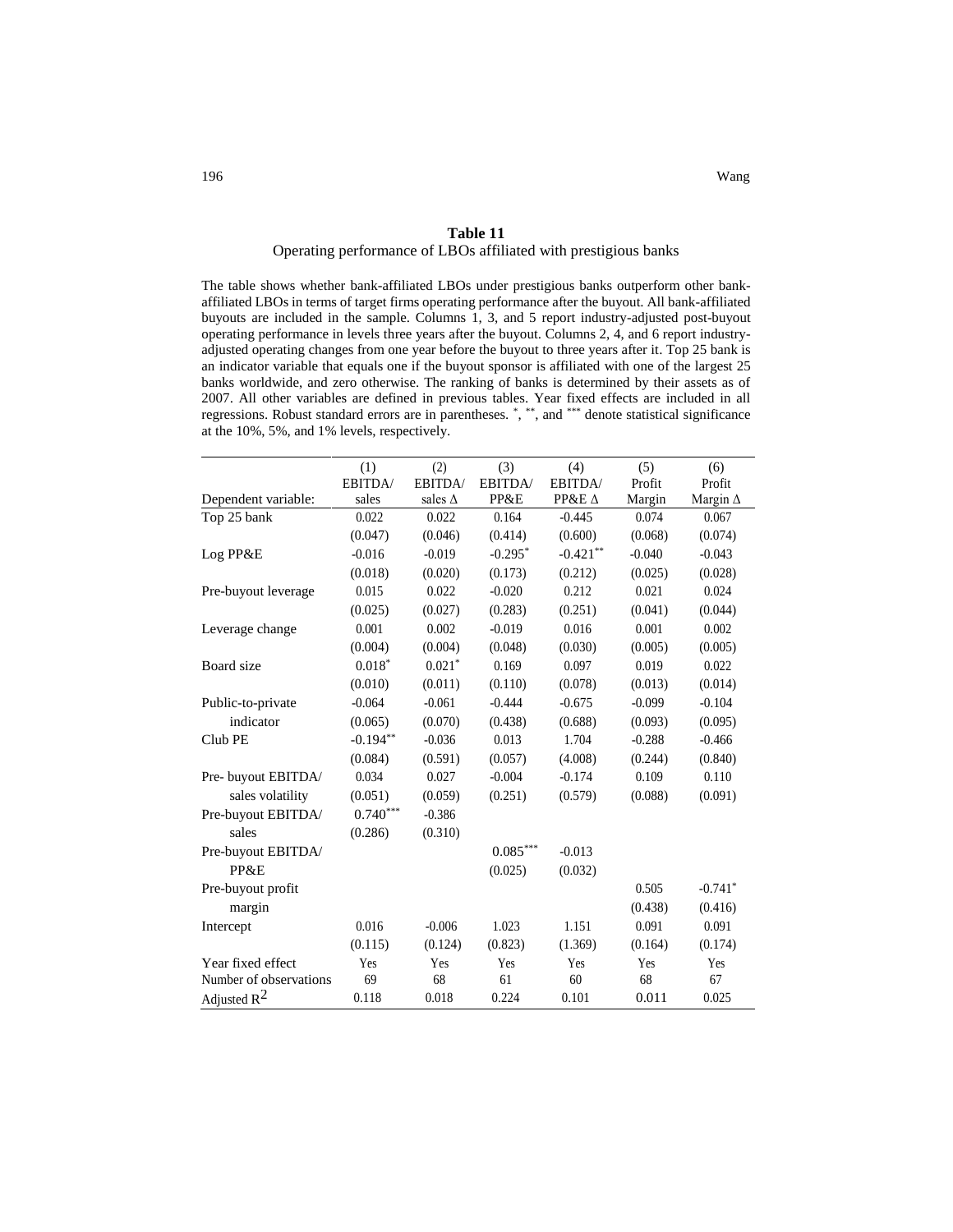**Table 11**

Operating performance of LBOs affiliated with prestigious banks

The table shows whether bank-affiliated LBOs under prestigious banks outperform other bank-affiliated LBOs in terms of target firms operating performance after the buyout. All bank-affiliated buyouts are included in the sample. Columns 1, 3, and 5 report industry-adjusted post-buyout operating performance in levels three years after the buyout. Columns 2, 4, and 6 report industry-adjusted operating changes from one year before the buyout to three years after it. Top 25 bank is an indicator variable that equals one if the buyout sponsor is affiliated with one of the largest 25 banks worldwide, and zero otherwise. The ranking of banks is determined by their assets as of 2007. All other variables are defined in previous tables. Year fixed effects are included in all regressions. Robust standard errors are in parentheses. *, **, and *** denote statistical significance at the 10%, 5%, and 1% levels, respectively.

| Dependent variable: | (1) EBITDA/ sales | (2) EBITDA/ sales Δ | (3) EBITDA/ PP&E | (4) EBITDA/ PP&E Δ | (5) Profit Margin | (6) Profit Margin Δ |
|---|---|---|---|---|---|---|
| Top 25 bank | 0.022 | 0.022 | 0.164 | -0.445 | 0.074 | 0.067 |
| | (0.047) | (0.046) | (0.414) | (0.600) | (0.068) | (0.074) |
| Log PP&E | -0.016 | -0.019 | -0.295* | -0.421** | -0.040 | -0.043 |
| | (0.018) | (0.020) | (0.173) | (0.212) | (0.025) | (0.028) |
| Pre-buyout leverage | 0.015 | 0.022 | -0.020 | 0.212 | 0.021 | 0.024 |
| | (0.025) | (0.027) | (0.283) | (0.251) | (0.041) | (0.044) |
| Leverage change | 0.001 | 0.002 | -0.019 | 0.016 | 0.001 | 0.002 |
| | (0.004) | (0.004) | (0.048) | (0.030) | (0.005) | (0.005) |
| Board size | 0.018* | 0.021* | 0.169 | 0.097 | 0.019 | 0.022 |
| | (0.010) | (0.011) | (0.110) | (0.078) | (0.013) | (0.014) |
| Public-to-private indicator | -0.064 | -0.061 | -0.444 | -0.675 | -0.099 | -0.104 |
| | (0.065) | (0.070) | (0.438) | (0.688) | (0.093) | (0.095) |
| Club PE | -0.194** | -0.036 | 0.013 | 1.704 | -0.288 | -0.466 |
| | (0.084) | (0.591) | (0.057) | (4.008) | (0.244) | (0.840) |
| Pre- buyout EBITDA/ sales volatility | 0.034 | 0.027 | -0.004 | -0.174 | 0.109 | 0.110 |
| | (0.051) | (0.059) | (0.251) | (0.579) | (0.088) | (0.091) |
| Pre-buyout EBITDA/ sales | 0.740*** | -0.386 | | | | |
| | (0.286) | (0.310) | | | | |
| Pre-buyout EBITDA/ PP&E | | | 0.085*** | -0.013 | | |
| | | | (0.025) | (0.032) | | |
| Pre-buyout profit margin | | | | | 0.505 | -0.741* |
| | | | | | (0.438) | (0.416) |
| Intercept | 0.016 | -0.006 | 1.023 | 1.151 | 0.091 | 0.091 |
| | (0.115) | (0.124) | (0.823) | (1.369) | (0.164) | (0.174) |
| Year fixed effect | Yes | Yes | Yes | Yes | Yes | Yes |
| Number of observations | 69 | 68 | 61 | 60 | 68 | 67 |
| Adjusted $R^2$ | 0.118 | 0.018 | 0.224 | 0.101 | 0.011 | 0.025 |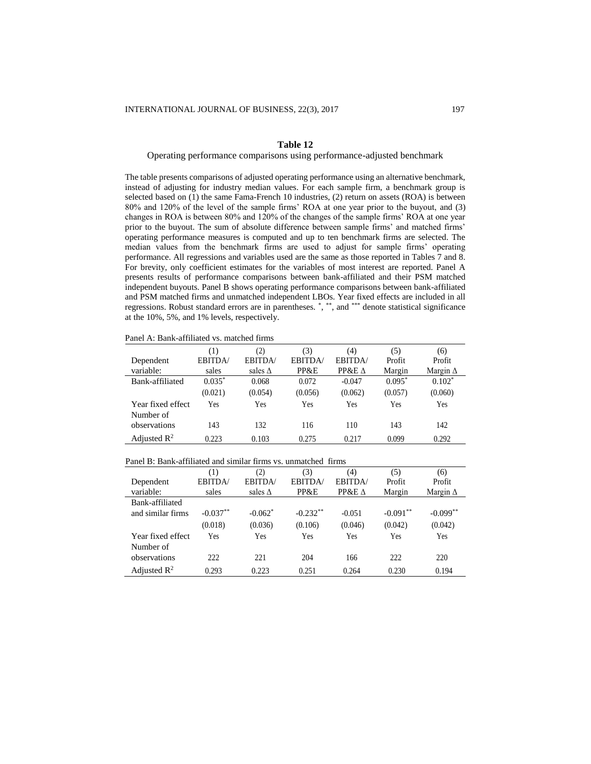## Table 12

Operating performance comparisons using performance-adjusted benchmark

The table presents comparisons of adjusted operating performance using an alternative benchmark, instead of adjusting for industry median values. For each sample firm, a benchmark group is selected based on (1) the same Fama-French 10 industries, (2) return on assets (ROA) is between 80% and 120% of the level of the sample firms' ROA at one year prior to the buyout, and (3) changes in ROA is between 80% and 120% of the changes of the sample firms' ROA at one year prior to the buyout. The sum of absolute difference between sample firms' and matched firms' operating performance measures is computed and up to ten benchmark firms are selected. The median values from the benchmark firms are used to adjust for sample firms' operating performance. All regressions and variables used are the same as those reported in Tables 7 and 8. For brevity, only coefficient estimates for the variables of most interest are reported. Panel A presents results of performance comparisons between bank-affiliated and their PSM matched independent buyouts. Panel B shows operating performance comparisons between bank-affiliated and PSM matched firms and unmatched independent LBOs. Year fixed effects are included in all regressions. Robust standard errors are in parentheses. *, **, and *** denote statistical significance at the 10%, 5%, and 1% levels, respectively.

Panel A: Bank-affiliated vs. matched firms

| | (1) | (2) | (3) | (4) | (5) | (6) |
|---|---|---|---|---|---|---|
| Dependent variable: | EBITDA/ sales | EBITDA/ sales Δ | EBITDA/ PP&E | EBITDA/ PP&E Δ | Profit Margin | Profit Margin Δ |
| Bank-affiliated | 0.035* | 0.068 | 0.072 | -0.047 | 0.095* | 0.102* |
| | (0.021) | (0.054) | (0.056) | (0.062) | (0.057) | (0.060) |
| Year fixed effect | Yes | Yes | Yes | Yes | Yes | Yes |
| Number of observations | 143 | 132 | 116 | 110 | 143 | 142 |
| Adjusted $R^2$ | 0.223 | 0.103 | 0.275 | 0.217 | 0.099 | 0.292 |

Panel B: Bank-affiliated and similar firms vs. unmatched firms

| | (1) | (2) | (3) | (4) | (5) | (6) |
|---|---|---|---|---|---|---|
| Dependent variable: | EBITDA/ sales | EBITDA/ sales Δ | EBITDA/ PP&E | EBITDA/ PP&E Δ | Profit Margin | Profit Margin Δ |
| Bank-affiliated and similar firms | -0.037** | -0.062* | -0.232** | -0.051 | -0.091** | -0.099** |
| | (0.018) | (0.036) | (0.106) | (0.046) | (0.042) | (0.042) |
| Year fixed effect | Yes | Yes | Yes | Yes | Yes | Yes |
| Number of observations | 222 | 221 | 204 | 166 | 222 | 220 |
| Adjusted $R^2$ | 0.293 | 0.223 | 0.251 | 0.264 | 0.230 | 0.194 |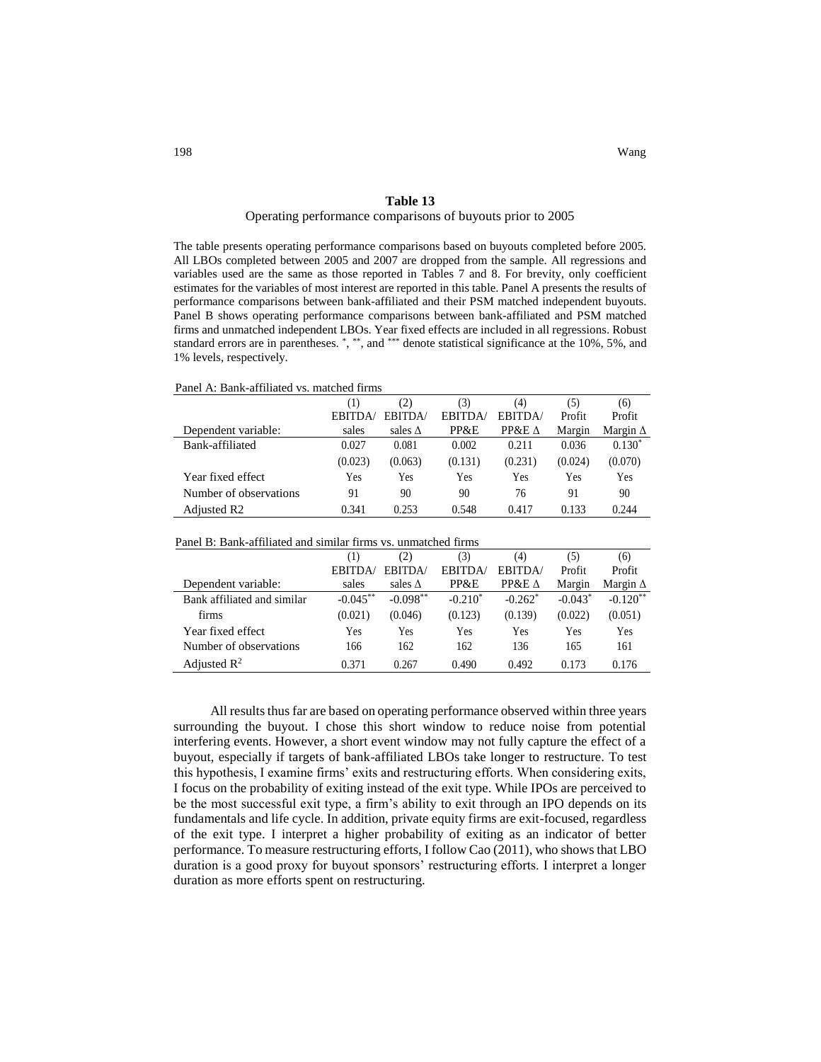**Table 13**

Operating performance comparisons of buyouts prior to 2005

The table presents operating performance comparisons based on buyouts completed before 2005. All LBOs completed between 2005 and 2007 are dropped from the sample. All regressions and variables used are the same as those reported in Tables 7 and 8. For brevity, only coefficient estimates for the variables of most interest are reported in this table. Panel A presents the results of performance comparisons between bank-affiliated and their PSM matched independent buyouts. Panel B shows operating performance comparisons between bank-affiliated and PSM matched firms and unmatched independent LBOs. Year fixed effects are included in all regressions. Robust standard errors are in parentheses. $^{*}$, $^{**}$, and $^{***}$ denote statistical significance at the 10%, 5%, and 1% levels, respectively.

Panel A: Bank-affiliated vs. matched firms

| Dependent variable: | (1) EBITDA/ sales | (2) EBITDA/ sales Δ | (3) EBITDA/ PP&E | (4) EBITDA/ PP&E Δ | (5) Profit Margin | (6) Profit Margin Δ |
|---|---|---|---|---|---|---|
| Bank-affiliated | 0.027 | 0.081 | 0.002 | 0.211 | 0.036 | $0.130^{*}$ |
| | (0.023) | (0.063) | (0.131) | (0.231) | (0.024) | (0.070) |
| Year fixed effect | Yes | Yes | Yes | Yes | Yes | Yes |
| Number of observations | 91 | 90 | 90 | 76 | 91 | 90 |
| Adjusted R2 | 0.341 | 0.253 | 0.548 | 0.417 | 0.133 | 0.244 |

Panel B: Bank-affiliated and similar firms vs. unmatched firms

| Dependent variable: | (1) EBITDA/ sales | (2) EBITDA/ sales Δ | (3) EBITDA/ PP&E | (4) EBITDA/ PP&E Δ | (5) Profit Margin | (6) Profit Margin Δ |
|---|---|---|---|---|---|---|
| Bank affiliated and similar firms | $-0.045^{**}$ | $-0.098^{**}$ | $-0.210^{*}$ | $-0.262^{*}$ | $-0.043^{*}$ | $-0.120^{**}$ |
| | (0.021) | (0.046) | (0.123) | (0.139) | (0.022) | (0.051) |
| Year fixed effect | Yes | Yes | Yes | Yes | Yes | Yes |
| Number of observations | 166 | 162 | 162 | 136 | 165 | 161 |
| Adjusted $R^2$ | 0.371 | 0.267 | 0.490 | 0.492 | 0.173 | 0.176 |

All results thus far are based on operating performance observed within three years surrounding the buyout. I chose this short window to reduce noise from potential interfering events. However, a short event window may not fully capture the effect of a buyout, especially if targets of bank-affiliated LBOs take longer to restructure. To test this hypothesis, I examine firms' exits and restructuring efforts. When considering exits, I focus on the probability of exiting instead of the exit type. While IPOs are perceived to be the most successful exit type, a firm's ability to exit through an IPO depends on its fundamentals and life cycle. In addition, private equity firms are exit-focused, regardless of the exit type. I interpret a higher probability of exiting as an indicator of better performance. To measure restructuring efforts, I follow Cao (2011), who shows that LBO duration is a good proxy for buyout sponsors' restructuring efforts. I interpret a longer duration as more efforts spent on restructuring.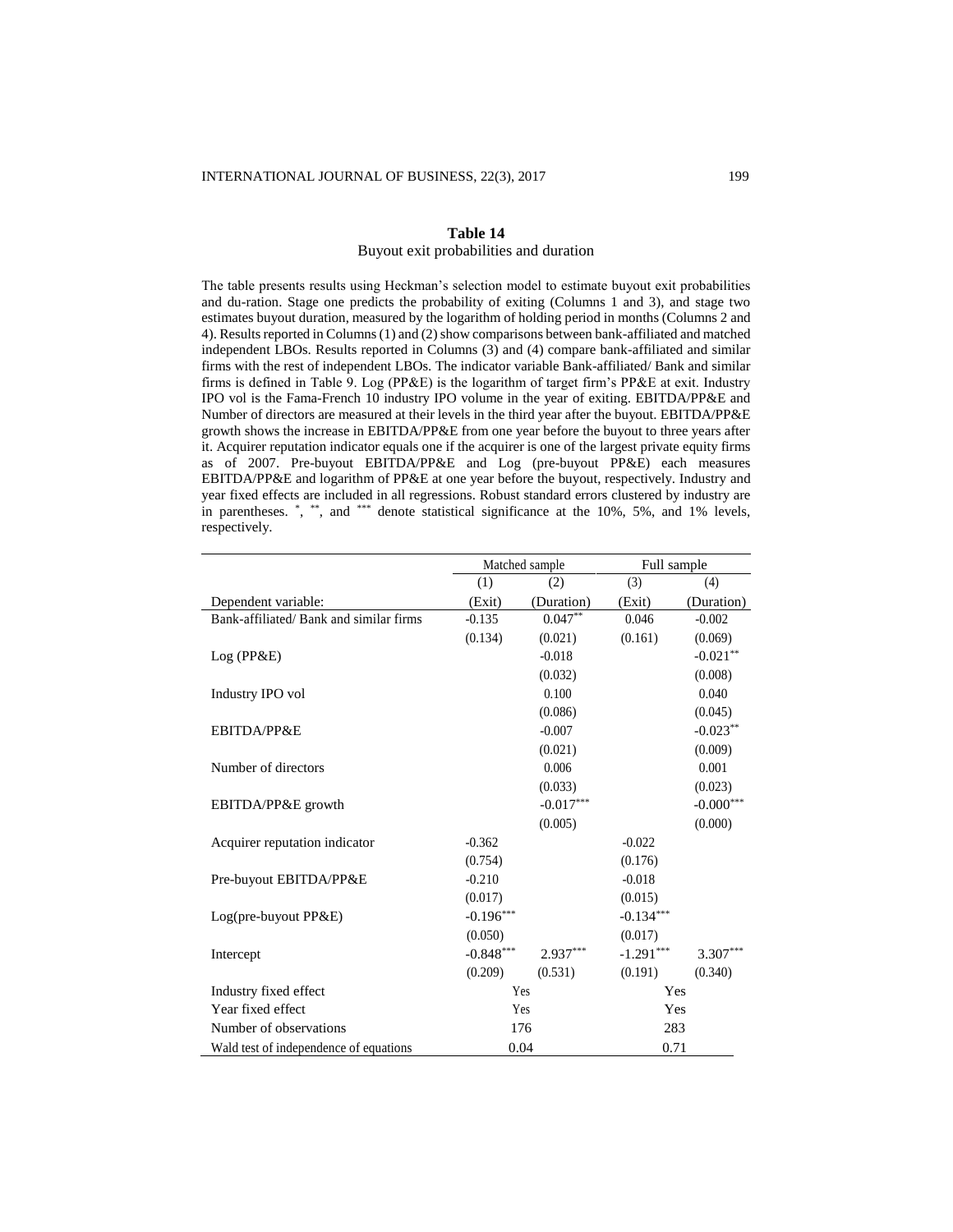**Table 14**
Buyout exit probabilities and duration

The table presents results using Heckman's selection model to estimate buyout exit probabilities and du-ration. Stage one predicts the probability of exiting (Columns 1 and 3), and stage two estimates buyout duration, measured by the logarithm of holding period in months (Columns 2 and 4). Results reported in Columns (1) and (2) show comparisons between bank-affiliated and matched independent LBOs. Results reported in Columns (3) and (4) compare bank-affiliated and similar firms with the rest of independent LBOs. The indicator variable Bank-affiliated/ Bank and similar firms is defined in Table 9. Log (PP&E) is the logarithm of target firm's PP&E at exit. Industry IPO vol is the Fama-French 10 industry IPO volume in the year of exiting. EBITDA/PP&E and Number of directors are measured at their levels in the third year after the buyout. EBITDA/PP&E growth shows the increase in EBITDA/PP&E from one year before the buyout to three years after it. Acquirer reputation indicator equals one if the acquirer is one of the largest private equity firms as of 2007. Pre-buyout EBITDA/PP&E and Log (pre-buyout PP&E) each measures EBITDA/PP&E and logarithm of PP&E at one year before the buyout, respectively. Industry and year fixed effects are included in all regressions. Robust standard errors clustered by industry are in parentheses. *, **, and *** denote statistical significance at the 10%, 5%, and 1% levels, respectively.

| | Matched sample | | Full sample | |
|---|---|---|---|---|
| | (1) | (2) | (3) | (4) |
| Dependent variable: | (Exit) | (Duration) | (Exit) | (Duration) |
| Bank-affiliated/ Bank and similar firms | -0.135 | 0.047** | 0.046 | -0.002 |
| | (0.134) | (0.021) | (0.161) | (0.069) |
| Log (PP&E) | | -0.018 | | -0.021** |
| | | (0.032) | | (0.008) |
| Industry IPO vol | | 0.100 | | 0.040 |
| | | (0.086) | | (0.045) |
| EBITDA/PP&E | | -0.007 | | -0.023** |
| | | (0.021) | | (0.009) |
| Number of directors | | 0.006 | | 0.001 |
| | | (0.033) | | (0.023) |
| EBITDA/PP&E growth | | -0.017*** | | -0.000*** |
| | | (0.005) | | (0.000) |
| Acquirer reputation indicator | -0.362 | | -0.022 | |
| | (0.754) | | (0.176) | |
| Pre-buyout EBITDA/PP&E | -0.210 | | -0.018 | |
| | (0.017) | | (0.015) | |
| Log(pre-buyout PP&E) | -0.196*** | | -0.134*** | |
| | (0.050) | | (0.017) | |
| Intercept | -0.848*** | 2.937*** | -1.291*** | 3.307*** |
| | (0.209) | (0.531) | (0.191) | (0.340) |
| Industry fixed effect | Yes | | Yes | |
| Year fixed effect | Yes | | Yes | |
| Number of observations | 176 | | 283 | |
| Wald test of independence of equations | 0.04 | | 0.71 | |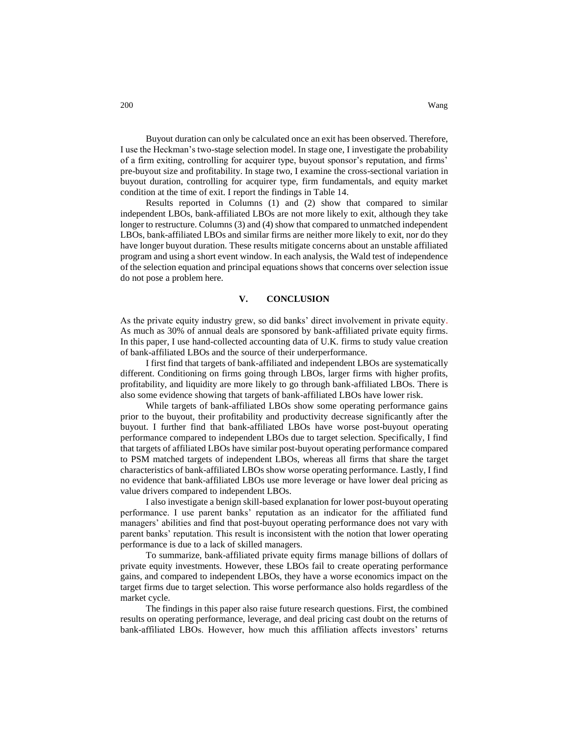Buyout duration can only be calculated once an exit has been observed. Therefore, I use the Heckman's two-stage selection model. In stage one, I investigate the probability of a firm exiting, controlling for acquirer type, buyout sponsor's reputation, and firms' pre-buyout size and profitability. In stage two, I examine the cross-sectional variation in buyout duration, controlling for acquirer type, firm fundamentals, and equity market condition at the time of exit. I report the findings in Table 14.

Results reported in Columns (1) and (2) show that compared to similar independent LBOs, bank-affiliated LBOs are not more likely to exit, although they take longer to restructure. Columns (3) and (4) show that compared to unmatched independent LBOs, bank-affiliated LBOs and similar firms are neither more likely to exit, nor do they have longer buyout duration. These results mitigate concerns about an unstable affiliated program and using a short event window. In each analysis, the Wald test of independence of the selection equation and principal equations shows that concerns over selection issue do not pose a problem here.

## V. CONCLUSION

As the private equity industry grew, so did banks' direct involvement in private equity. As much as 30% of annual deals are sponsored by bank-affiliated private equity firms. In this paper, I use hand-collected accounting data of U.K. firms to study value creation of bank-affiliated LBOs and the source of their underperformance.

I first find that targets of bank-affiliated and independent LBOs are systematically different. Conditioning on firms going through LBOs, larger firms with higher profits, profitability, and liquidity are more likely to go through bank-affiliated LBOs. There is also some evidence showing that targets of bank-affiliated LBOs have lower risk.

While targets of bank-affiliated LBOs show some operating performance gains prior to the buyout, their profitability and productivity decrease significantly after the buyout. I further find that bank-affiliated LBOs have worse post-buyout operating performance compared to independent LBOs due to target selection. Specifically, I find that targets of affiliated LBOs have similar post-buyout operating performance compared to PSM matched targets of independent LBOs, whereas all firms that share the target characteristics of bank-affiliated LBOs show worse operating performance. Lastly, I find no evidence that bank-affiliated LBOs use more leverage or have lower deal pricing as value drivers compared to independent LBOs.

I also investigate a benign skill-based explanation for lower post-buyout operating performance. I use parent banks' reputation as an indicator for the affiliated fund managers' abilities and find that post-buyout operating performance does not vary with parent banks' reputation. This result is inconsistent with the notion that lower operating performance is due to a lack of skilled managers.

To summarize, bank-affiliated private equity firms manage billions of dollars of private equity investments. However, these LBOs fail to create operating performance gains, and compared to independent LBOs, they have a worse economics impact on the target firms due to target selection. This worse performance also holds regardless of the market cycle.

The findings in this paper also raise future research questions. First, the combined results on operating performance, leverage, and deal pricing cast doubt on the returns of bank-affiliated LBOs. However, how much this affiliation affects investors' returns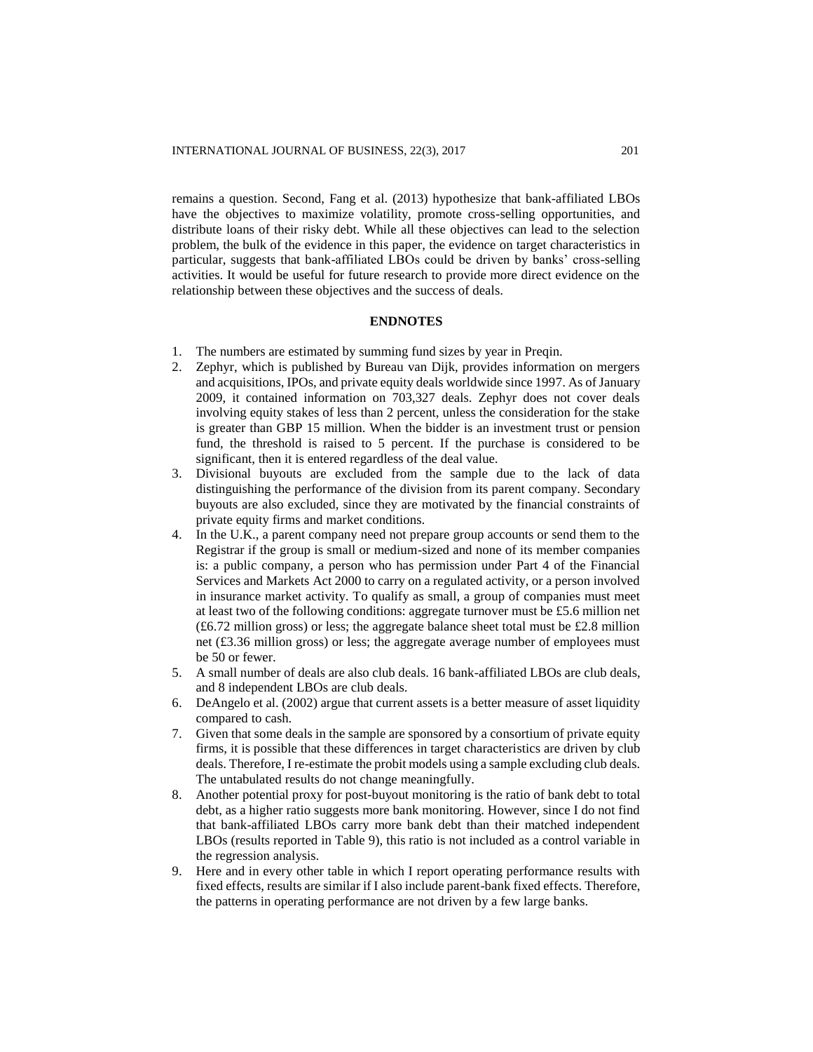remains a question. Second, Fang et al. (2013) hypothesize that bank-affiliated LBOs have the objectives to maximize volatility, promote cross-selling opportunities, and distribute loans of their risky debt. While all these objectives can lead to the selection problem, the bulk of the evidence in this paper, the evidence on target characteristics in particular, suggests that bank-affiliated LBOs could be driven by banks' cross-selling activities. It would be useful for future research to provide more direct evidence on the relationship between these objectives and the success of deals.

## ENDNOTES

1. The numbers are estimated by summing fund sizes by year in Preqin.
2. Zephyr, which is published by Bureau van Dijk, provides information on mergers and acquisitions, IPOs, and private equity deals worldwide since 1997. As of January 2009, it contained information on 703,327 deals. Zephyr does not cover deals involving equity stakes of less than 2 percent, unless the consideration for the stake is greater than GBP 15 million. When the bidder is an investment trust or pension fund, the threshold is raised to 5 percent. If the purchase is considered to be significant, then it is entered regardless of the deal value.
3. Divisional buyouts are excluded from the sample due to the lack of data distinguishing the performance of the division from its parent company. Secondary buyouts are also excluded, since they are motivated by the financial constraints of private equity firms and market conditions.
4. In the U.K., a parent company need not prepare group accounts or send them to the Registrar if the group is small or medium-sized and none of its member companies is: a public company, a person who has permission under Part 4 of the Financial Services and Markets Act 2000 to carry on a regulated activity, or a person involved in insurance market activity. To qualify as small, a group of companies must meet at least two of the following conditions: aggregate turnover must be £5.6 million net (£6.72 million gross) or less; the aggregate balance sheet total must be £2.8 million net (£3.36 million gross) or less; the aggregate average number of employees must be 50 or fewer.
5. A small number of deals are also club deals. 16 bank-affiliated LBOs are club deals, and 8 independent LBOs are club deals.
6. DeAngelo et al. (2002) argue that current assets is a better measure of asset liquidity compared to cash.
7. Given that some deals in the sample are sponsored by a consortium of private equity firms, it is possible that these differences in target characteristics are driven by club deals. Therefore, I re-estimate the probit models using a sample excluding club deals. The untabulated results do not change meaningfully.
8. Another potential proxy for post-buyout monitoring is the ratio of bank debt to total debt, as a higher ratio suggests more bank monitoring. However, since I do not find that bank-affiliated LBOs carry more bank debt than their matched independent LBOs (results reported in Table 9), this ratio is not included as a control variable in the regression analysis.
9. Here and in every other table in which I report operating performance results with fixed effects, results are similar if I also include parent-bank fixed effects. Therefore, the patterns in operating performance are not driven by a few large banks.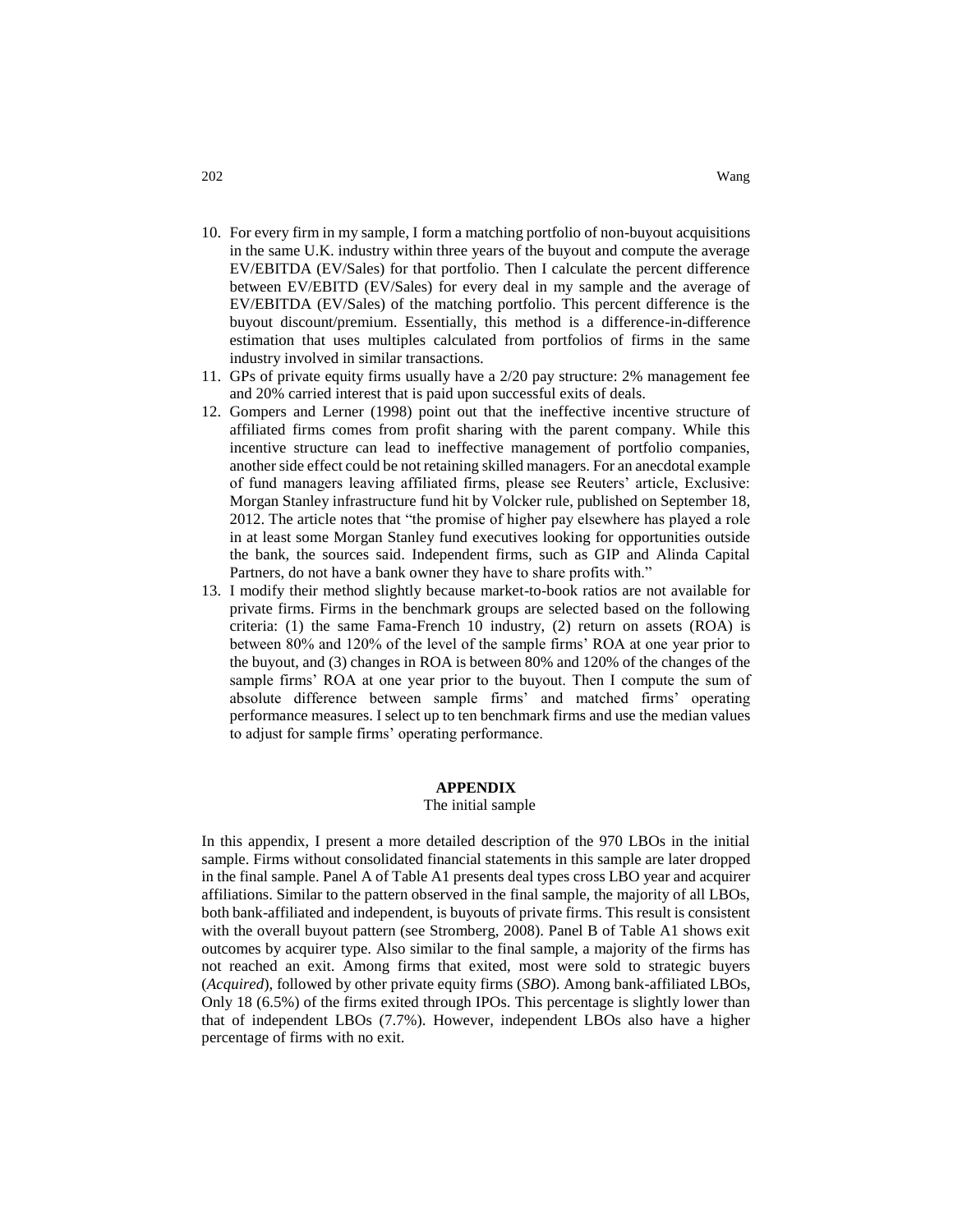10. For every firm in my sample, I form a matching portfolio of non-buyout acquisitions in the same U.K. industry within three years of the buyout and compute the average EV/EBITDA (EV/Sales) for that portfolio. Then I calculate the percent difference between EV/EBITD (EV/Sales) for every deal in my sample and the average of EV/EBITDA (EV/Sales) of the matching portfolio. This percent difference is the buyout discount/premium. Essentially, this method is a difference-in-difference estimation that uses multiples calculated from portfolios of firms in the same industry involved in similar transactions.
11. GPs of private equity firms usually have a 2/20 pay structure: 2% management fee and 20% carried interest that is paid upon successful exits of deals.
12. Gompers and Lerner (1998) point out that the ineffective incentive structure of affiliated firms comes from profit sharing with the parent company. While this incentive structure can lead to ineffective management of portfolio companies, another side effect could be not retaining skilled managers. For an anecdotal example of fund managers leaving affiliated firms, please see Reuters' article, Exclusive: Morgan Stanley infrastructure fund hit by Volcker rule, published on September 18, 2012. The article notes that "the promise of higher pay elsewhere has played a role in at least some Morgan Stanley fund executives looking for opportunities outside the bank, the sources said. Independent firms, such as GIP and Alinda Capital Partners, do not have a bank owner they have to share profits with."
13. I modify their method slightly because market-to-book ratios are not available for private firms. Firms in the benchmark groups are selected based on the following criteria: (1) the same Fama-French 10 industry, (2) return on assets (ROA) is between 80% and 120% of the level of the sample firms' ROA at one year prior to the buyout, and (3) changes in ROA is between 80% and 120% of the changes of the sample firms' ROA at one year prior to the buyout. Then I compute the sum of absolute difference between sample firms' and matched firms' operating performance measures. I select up to ten benchmark firms and use the median values to adjust for sample firms' operating performance.

## APPENDIX

### The initial sample

In this appendix, I present a more detailed description of the 970 LBOs in the initial sample. Firms without consolidated financial statements in this sample are later dropped in the final sample. Panel A of Table A1 presents deal types cross LBO year and acquirer affiliations. Similar to the pattern observed in the final sample, the majority of all LBOs, both bank-affiliated and independent, is buyouts of private firms. This result is consistent with the overall buyout pattern (see Stromberg, 2008). Panel B of Table A1 shows exit outcomes by acquirer type. Also similar to the final sample, a majority of the firms has not reached an exit. Among firms that exited, most were sold to strategic buyers (*Acquired*), followed by other private equity firms (*SBO*). Among bank-affiliated LBOs, Only 18 (6.5%) of the firms exited through IPOs. This percentage is slightly lower than that of independent LBOs (7.7%). However, independent LBOs also have a higher percentage of firms with no exit.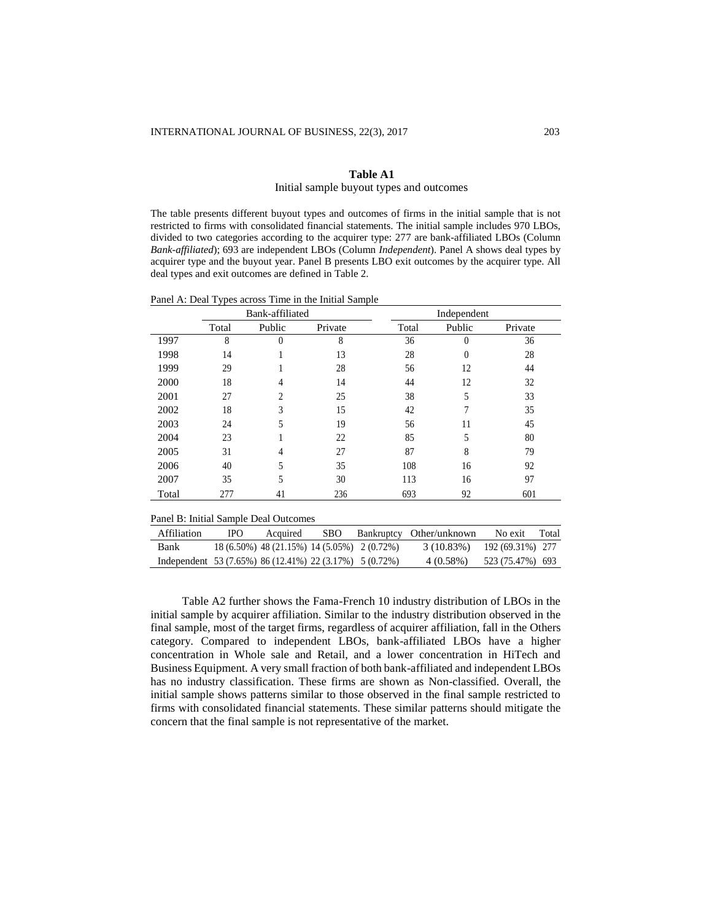**Table A1**

Initial sample buyout types and outcomes

The table presents different buyout types and outcomes of firms in the initial sample that is not restricted to firms with consolidated financial statements. The initial sample includes 970 LBOs, divided to two categories according to the acquirer type: 277 are bank-affiliated LBOs (Column *Bank-affiliated*); 693 are independent LBOs (Column *Independent*). Panel A shows deal types by acquirer type and the buyout year. Panel B presents LBO exit outcomes by the acquirer type. All deal types and exit outcomes are defined in Table 2.

Panel A: Deal Types across Time in the Initial Sample

| | Bank-affiliated | | | Independent | | |
|---|---|---|---|---|---|---|
| | Total | Public | Private | Total | Public | Private |
| 1997 | 8 | 0 | 8 | 36 | 0 | 36 |
| 1998 | 14 | 1 | 13 | 28 | 0 | 28 |
| 1999 | 29 | 1 | 28 | 56 | 12 | 44 |
| 2000 | 18 | 4 | 14 | 44 | 12 | 32 |
| 2001 | 27 | 2 | 25 | 38 | 5 | 33 |
| 2002 | 18 | 3 | 15 | 42 | 7 | 35 |
| 2003 | 24 | 5 | 19 | 56 | 11 | 45 |
| 2004 | 23 | 1 | 22 | 85 | 5 | 80 |
| 2005 | 31 | 4 | 27 | 87 | 8 | 79 |
| 2006 | 40 | 5 | 35 | 108 | 16 | 92 |
| 2007 | 35 | 5 | 30 | 113 | 16 | 97 |
| Total | 277 | 41 | 236 | 693 | 92 | 601 |

Panel B: Initial Sample Deal Outcomes

| Affiliation | IPO | Acquired | SBO | Bankruptcy | Other/unknown | No exit | Total |
|---|---|---|---|---|---|---|---|
| Bank | 18 (6.50%) | 48 (21.15%) | 14 (5.05%) | 2 (0.72%) | 3 (10.83%) | 192 (69.31%) | 277 |
| Independent | 53 (7.65%) | 86 (12.41%) | 22 (3.17%) | 5 (0.72%) | 4 (0.58%) | 523 (75.47%) | 693 |

Table A2 further shows the Fama-French 10 industry distribution of LBOs in the initial sample by acquirer affiliation. Similar to the industry distribution observed in the final sample, most of the target firms, regardless of acquirer affiliation, fall in the Others category. Compared to independent LBOs, bank-affiliated LBOs have a higher concentration in Whole sale and Retail, and a lower concentration in HiTech and Business Equipment. A very small fraction of both bank-affiliated and independent LBOs has no industry classification. These firms are shown as Non-classified. Overall, the initial sample shows patterns similar to those observed in the final sample restricted to firms with consolidated financial statements. These similar patterns should mitigate the concern that the final sample is not representative of the market.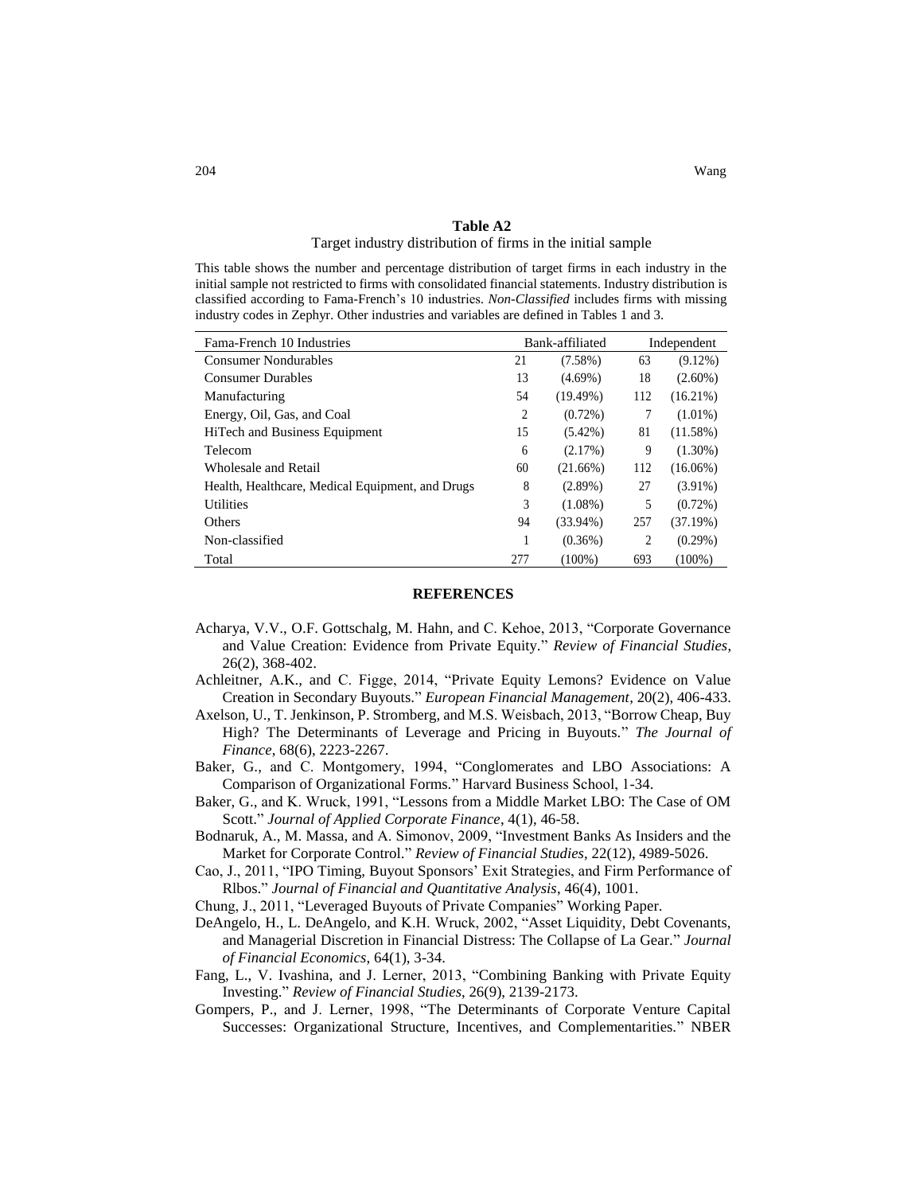**Table A2**

Target industry distribution of firms in the initial sample

This table shows the number and percentage distribution of target firms in each industry in the initial sample not restricted to firms with consolidated financial statements. Industry distribution is classified according to Fama-French's 10 industries. *Non-Classified* includes firms with missing industry codes in Zephyr. Other industries and variables are defined in Tables 1 and 3.

| Fama-French 10 Industries | Bank-affiliated | | Independent | |
|---|---|---|---|---|
| Consumer Nondurables | 21 | (7.58%) | 63 | (9.12%) |
| Consumer Durables | 13 | (4.69%) | 18 | (2.60%) |
| Manufacturing | 54 | (19.49%) | 112 | (16.21%) |
| Energy, Oil, Gas, and Coal | 2 | (0.72%) | 7 | (1.01%) |
| HiTech and Business Equipment | 15 | (5.42%) | 81 | (11.58%) |
| Telecom | 6 | (2.17%) | 9 | (1.30%) |
| Wholesale and Retail | 60 | (21.66%) | 112 | (16.06%) |
| Health, Healthcare, Medical Equipment, and Drugs | 8 | (2.89%) | 27 | (3.91%) |
| Utilities | 3 | (1.08%) | 5 | (0.72%) |
| Others | 94 | (33.94%) | 257 | (37.19%) |
| Non-classified | 1 | (0.36%) | 2 | (0.29%) |
| Total | 277 | (100%) | 693 | (100%) |

## REFERENCES

Acharya, V.V., O.F. Gottschalg, M. Hahn, and C. Kehoe, 2013, "Corporate Governance and Value Creation: Evidence from Private Equity." *Review of Financial Studies*, 26(2), 368-402.

Achleitner, A.K., and C. Figge, 2014, "Private Equity Lemons? Evidence on Value Creation in Secondary Buyouts." *European Financial Management*, 20(2), 406-433.

Axelson, U., T. Jenkinson, P. Stromberg, and M.S. Weisbach, 2013, "Borrow Cheap, Buy High? The Determinants of Leverage and Pricing in Buyouts." *The Journal of Finance*, 68(6), 2223-2267.

Baker, G., and C. Montgomery, 1994, "Conglomerates and LBO Associations: A Comparison of Organizational Forms." Harvard Business School, 1-34.

Baker, G., and K. Wruck, 1991, "Lessons from a Middle Market LBO: The Case of OM Scott." *Journal of Applied Corporate Finance*, 4(1), 46-58.

Bodnaruk, A., M. Massa, and A. Simonov, 2009, "Investment Banks As Insiders and the Market for Corporate Control." *Review of Financial Studies*, 22(12), 4989-5026.

Cao, J., 2011, "IPO Timing, Buyout Sponsors' Exit Strategies, and Firm Performance of Rlbos." *Journal of Financial and Quantitative Analysis*, 46(4), 1001.

Chung, J., 2011, "Leveraged Buyouts of Private Companies" Working Paper.

DeAngelo, H., L. DeAngelo, and K.H. Wruck, 2002, "Asset Liquidity, Debt Covenants, and Managerial Discretion in Financial Distress: The Collapse of La Gear." *Journal of Financial Economics*, 64(1), 3-34.

Fang, L., V. Ivashina, and J. Lerner, 2013, "Combining Banking with Private Equity Investing." *Review of Financial Studies*, 26(9), 2139-2173.

Gompers, P., and J. Lerner, 1998, "The Determinants of Corporate Venture Capital Successes: Organizational Structure, Incentives, and Complementarities." NBER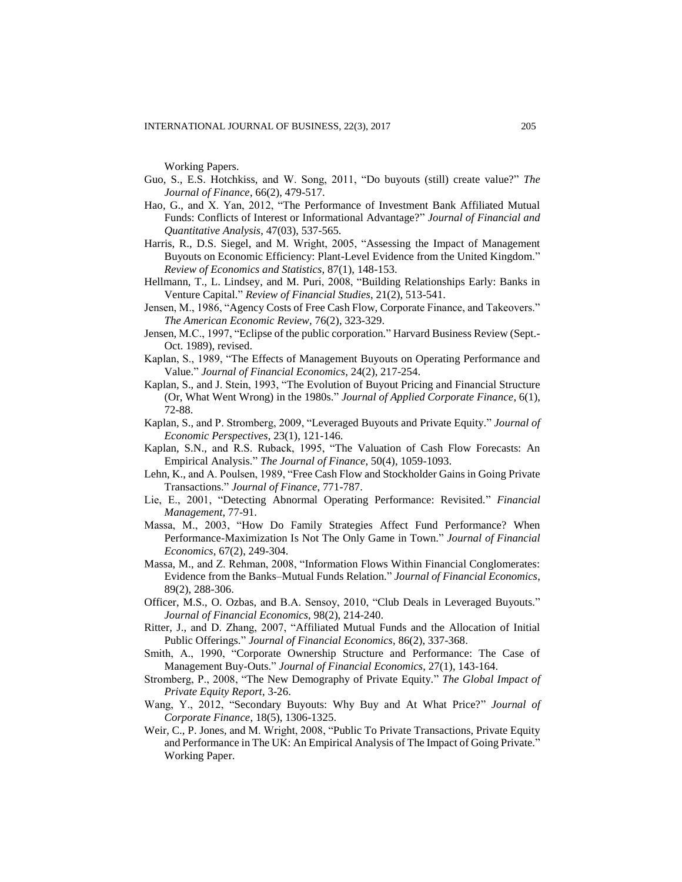Working Papers.

Guo, S., E.S. Hotchkiss, and W. Song, 2011, "Do buyouts (still) create value?" *The Journal of Finance*, 66(2), 479-517.

Hao, G., and X. Yan, 2012, "The Performance of Investment Bank Affiliated Mutual Funds: Conflicts of Interest or Informational Advantage?" *Journal of Financial and Quantitative Analysis*, 47(03), 537-565.

Harris, R., D.S. Siegel, and M. Wright, 2005, "Assessing the Impact of Management Buyouts on Economic Efficiency: Plant-Level Evidence from the United Kingdom." *Review of Economics and Statistics*, 87(1), 148-153.

Hellmann, T., L. Lindsey, and M. Puri, 2008, "Building Relationships Early: Banks in Venture Capital." *Review of Financial Studies*, 21(2), 513-541.

Jensen, M., 1986, "Agency Costs of Free Cash Flow, Corporate Finance, and Takeovers." *The American Economic Review*, 76(2), 323-329.

Jensen, M.C., 1997, "Eclipse of the public corporation." Harvard Business Review (Sept.-Oct. 1989), revised.

Kaplan, S., 1989, "The Effects of Management Buyouts on Operating Performance and Value." *Journal of Financial Economics*, 24(2), 217-254.

Kaplan, S., and J. Stein, 1993, "The Evolution of Buyout Pricing and Financial Structure (Or, What Went Wrong) in the 1980s." *Journal of Applied Corporate Finance*, 6(1), 72-88.

Kaplan, S., and P. Stromberg, 2009, "Leveraged Buyouts and Private Equity." *Journal of Economic Perspectives*, 23(1), 121-146.

Kaplan, S.N., and R.S. Ruback, 1995, "The Valuation of Cash Flow Forecasts: An Empirical Analysis." *The Journal of Finance*, 50(4), 1059-1093.

Lehn, K., and A. Poulsen, 1989, "Free Cash Flow and Stockholder Gains in Going Private Transactions." *Journal of Finance*, 771-787.

Lie, E., 2001, "Detecting Abnormal Operating Performance: Revisited." *Financial Management*, 77-91.

Massa, M., 2003, "How Do Family Strategies Affect Fund Performance? When Performance-Maximization Is Not The Only Game in Town." *Journal of Financial Economics*, 67(2), 249-304.

Massa, M., and Z. Rehman, 2008, "Information Flows Within Financial Conglomerates: Evidence from the Banks–Mutual Funds Relation." *Journal of Financial Economics*, 89(2), 288-306.

Officer, M.S., O. Ozbas, and B.A. Sensoy, 2010, "Club Deals in Leveraged Buyouts." *Journal of Financial Economics*, 98(2), 214-240.

Ritter, J., and D. Zhang, 2007, "Affiliated Mutual Funds and the Allocation of Initial Public Offerings." *Journal of Financial Economics*, 86(2), 337-368.

Smith, A., 1990, "Corporate Ownership Structure and Performance: The Case of Management Buy-Outs." *Journal of Financial Economics*, 27(1), 143-164.

Stromberg, P., 2008, "The New Demography of Private Equity." *The Global Impact of Private Equity Report*, 3-26.

Wang, Y., 2012, "Secondary Buyouts: Why Buy and At What Price?" *Journal of Corporate Finance*, 18(5), 1306-1325.

Weir, C., P. Jones, and M. Wright, 2008, "Public To Private Transactions, Private Equity and Performance in The UK: An Empirical Analysis of The Impact of Going Private." Working Paper.